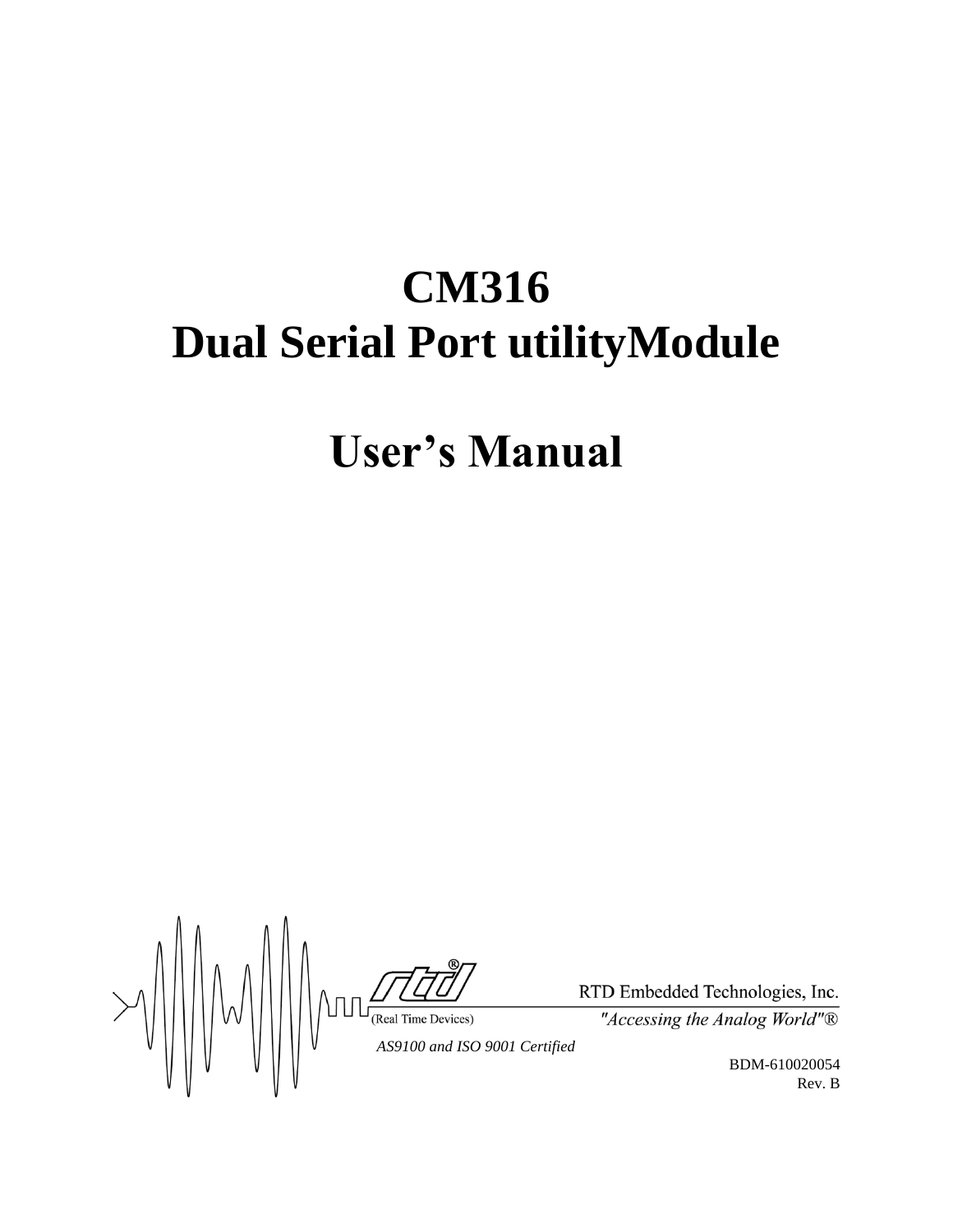# CM316
# Dual Serial Port utilityModule

# User's Manual

RTD Embedded Technologies, Inc.

(Real Time Devices)

*"Accessing the Analog World"*®

*AS9100 and ISO 9001 Certified*

BDM-610020054

Rev. B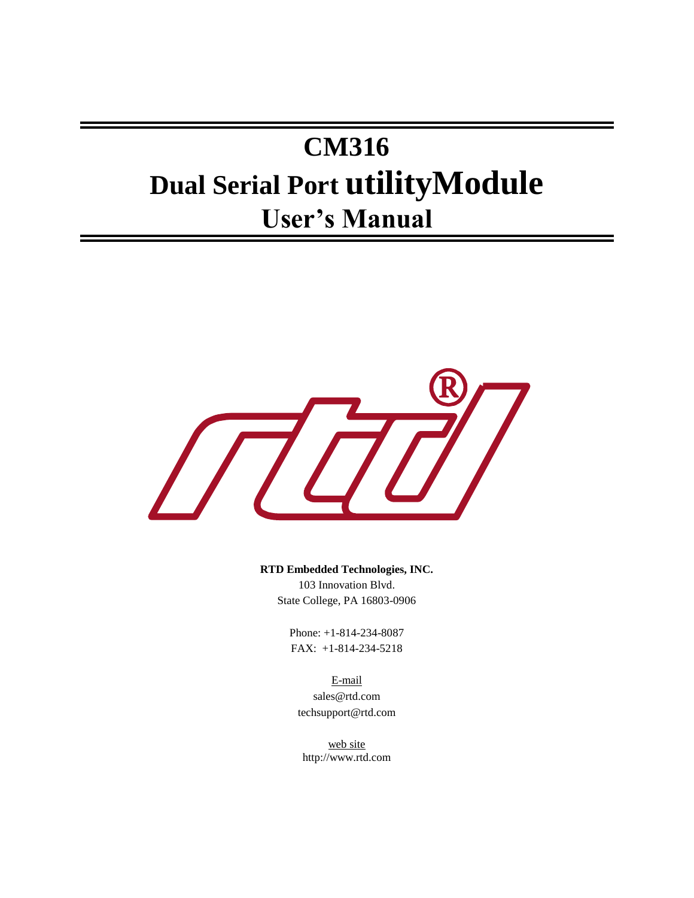# CM316

# Dual Serial Port utilityModule

# User's Manual

**RTD Embedded Technologies, INC.**

103 Innovation Blvd.
State College, PA 16803-0906

Phone: +1-814-234-8087
FAX: +1-814-234-5218

E-mail
sales@rtd.com
techsupport@rtd.com

web site
http://www.rtd.com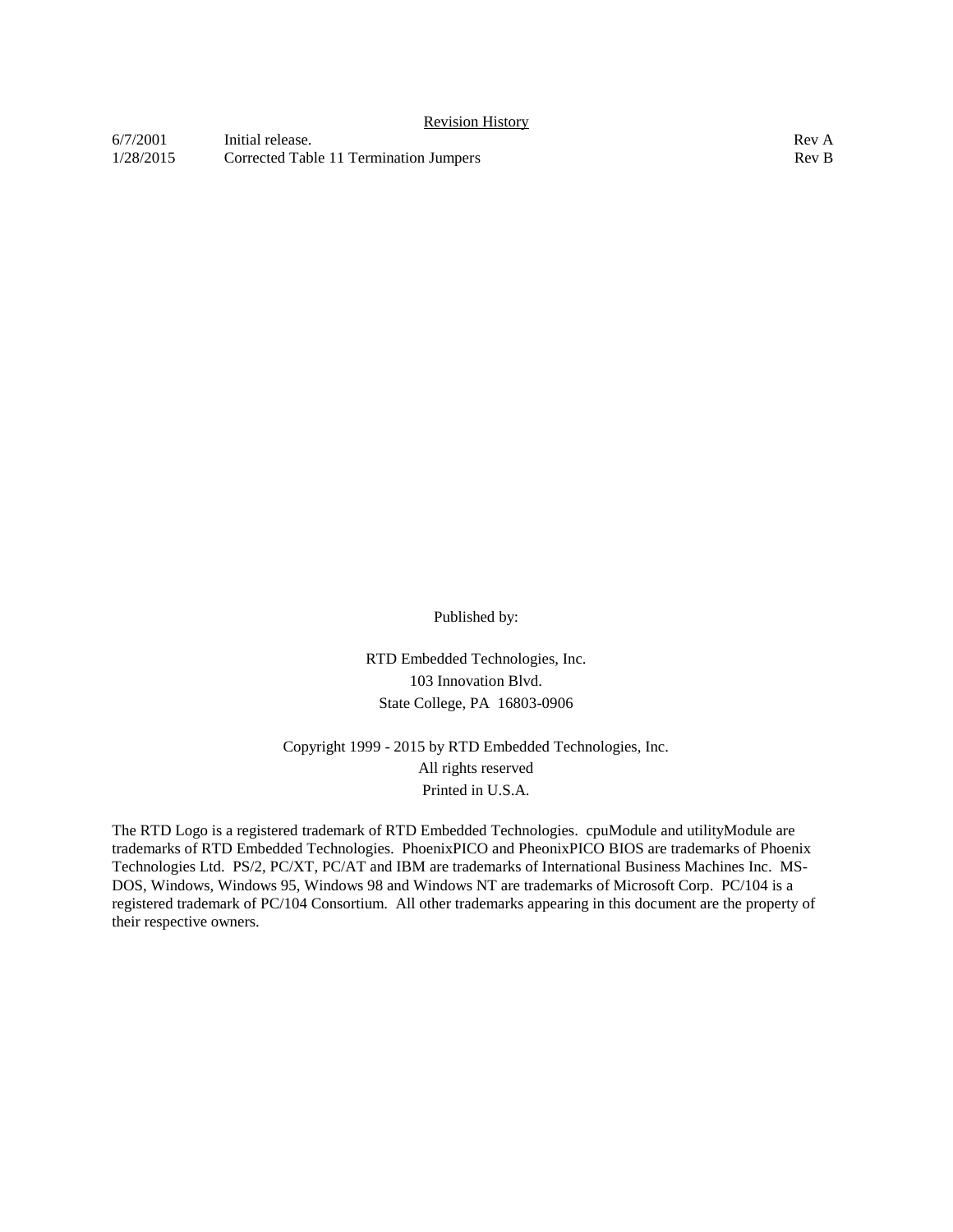## Revision History

| | | |
|---|---|---|
| 6/7/2001 | Initial release. | Rev A |
| 1/28/2015 | Corrected Table 11 Termination Jumpers | Rev B |

Published by:

RTD Embedded Technologies, Inc.
103 Innovation Blvd.
State College, PA 16803-0906

Copyright 1999 - 2015 by RTD Embedded Technologies, Inc.
All rights reserved
Printed in U.S.A.

The RTD Logo is a registered trademark of RTD Embedded Technologies. cpuModule and utilityModule are trademarks of RTD Embedded Technologies. PhoenixPICO and PheonixPICO BIOS are trademarks of Phoenix Technologies Ltd. PS/2, PC/XT, PC/AT and IBM are trademarks of International Business Machines Inc. MS-DOS, Windows, Windows 95, Windows 98 and Windows NT are trademarks of Microsoft Corp. PC/104 is a registered trademark of PC/104 Consortium. All other trademarks appearing in this document are the property of their respective owners.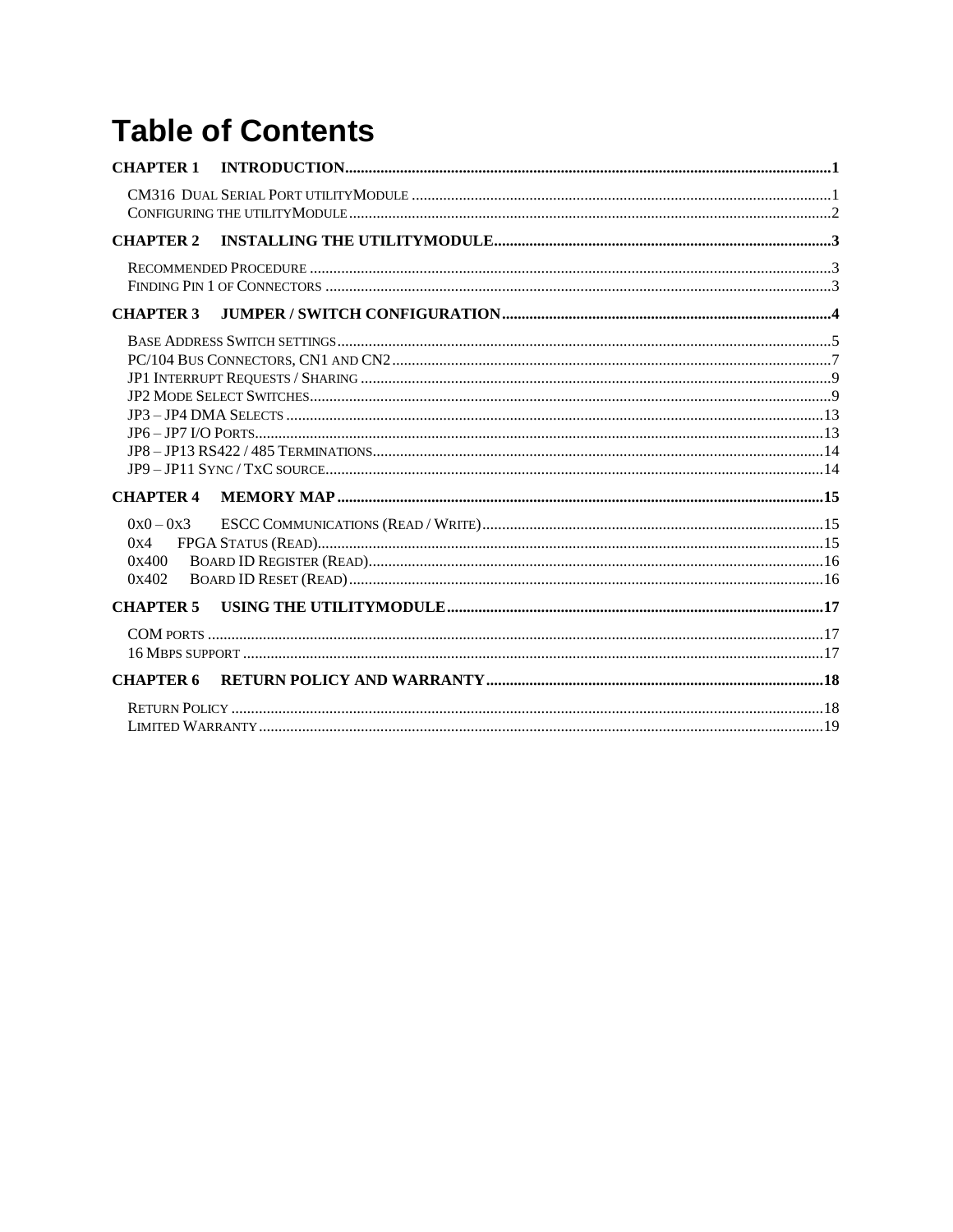# Table of Contents

**CHAPTER 1 INTRODUCTION......1**

CM316 DUAL SERIAL PORT UTILITYMODULE......1
CONFIGURING THE UTILITYMODULE......2

**CHAPTER 2 INSTALLING THE UTILITYMODULE......3**

RECOMMENDED PROCEDURE......3
FINDING PIN 1 OF CONNECTORS......3

**CHAPTER 3 JUMPER / SWITCH CONFIGURATION......4**

BASE ADDRESS SWITCH SETTINGS......5
PC/104 BUS CONNECTORS, CN1 AND CN2......7
JP1 INTERRUPT REQUESTS / SHARING......9
JP2 MODE SELECT SWITCHES......9
JP3 – JP4 DMA SELECTS......13
JP6 – JP7 I/O PORTS......13
JP8 – JP13 RS422 / 485 TERMINATIONS......14
JP9 – JP11 SYNC / TXC SOURCE......14

**CHAPTER 4 MEMORY MAP......15**

0X0 – 0X3 ESCC COMMUNICATIONS (READ / WRITE)......15
0X4 FPGA STATUS (READ)......15
0X400 BOARD ID REGISTER (READ)......16
0X402 BOARD ID RESET (READ)......16

**CHAPTER 5 USING THE UTILITYMODULE......17**

COM PORTS......17
16 MBPS SUPPORT......17

**CHAPTER 6 RETURN POLICY AND WARRANTY......18**

RETURN POLICY......18
LIMITED WARRANTY......19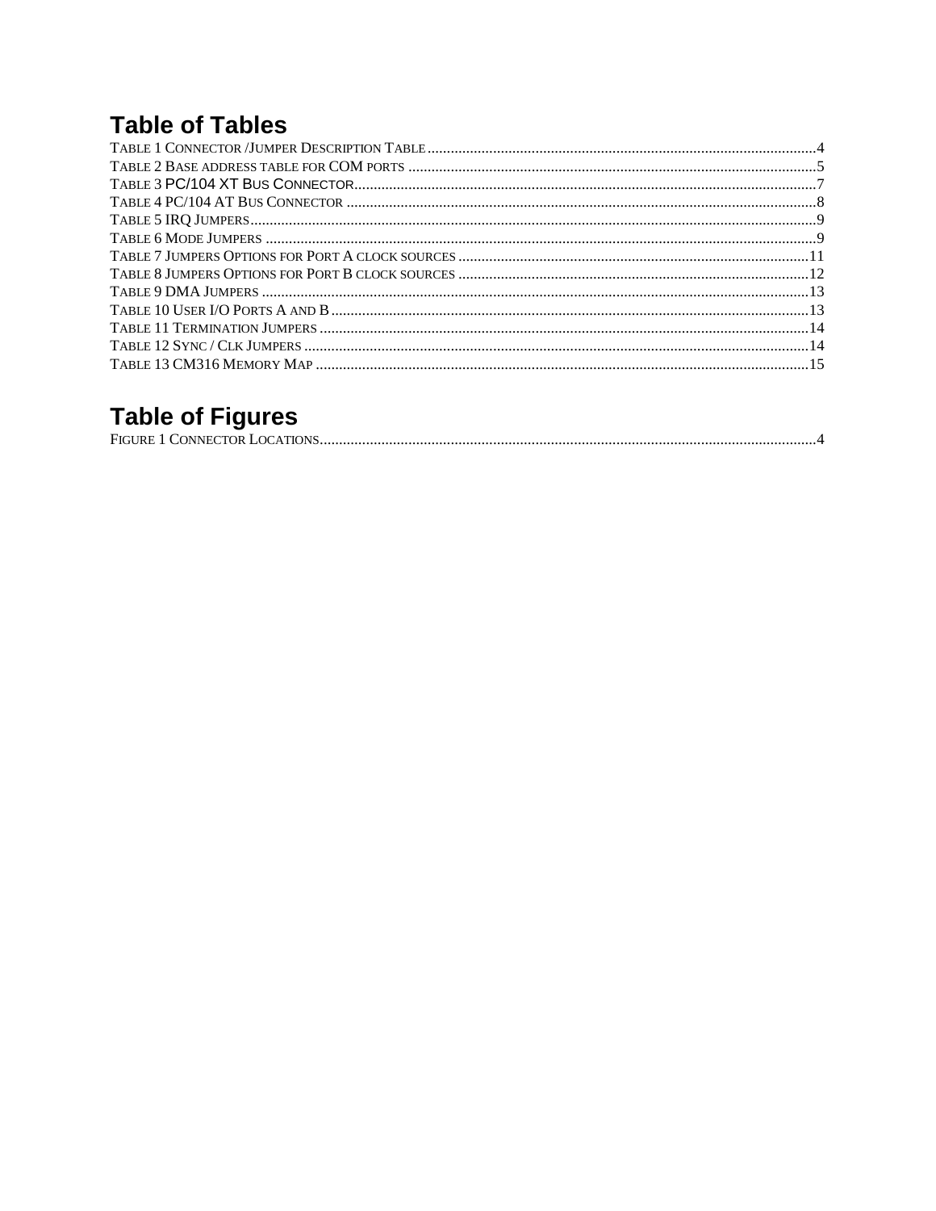# Table of Tables

TABLE 1 CONNECTOR /JUMPER DESCRIPTION TABLE....................................................................................................4
TABLE 2 BASE ADDRESS TABLE FOR COM PORTS ..........................................................................................................5
TABLE 3 PC/104 XT BUS CONNECTOR.......................................................................................................................7
TABLE 4 PC/104 AT BUS CONNECTOR .........................................................................................................................8
TABLE 5 IRQ JUMPERS..................................................................................................................................................9
TABLE 6 MODE JUMPERS ..............................................................................................................................................9
TABLE 7 JUMPERS OPTIONS FOR PORT A CLOCK SOURCES ...........................................................................................11
TABLE 8 JUMPERS OPTIONS FOR PORT B CLOCK SOURCES ...........................................................................................12
TABLE 9 DMA JUMPERS ..............................................................................................................................................13
TABLE 10 USER I/O PORTS A AND B............................................................................................................................13
TABLE 11 TERMINATION JUMPERS ...............................................................................................................................14
TABLE 12 SYNC / CLK JUMPERS ...................................................................................................................................14
TABLE 13 CM316 MEMORY MAP ................................................................................................................................15

# Table of Figures

FIGURE 1 CONNECTOR LOCATIONS................................................................................................................................4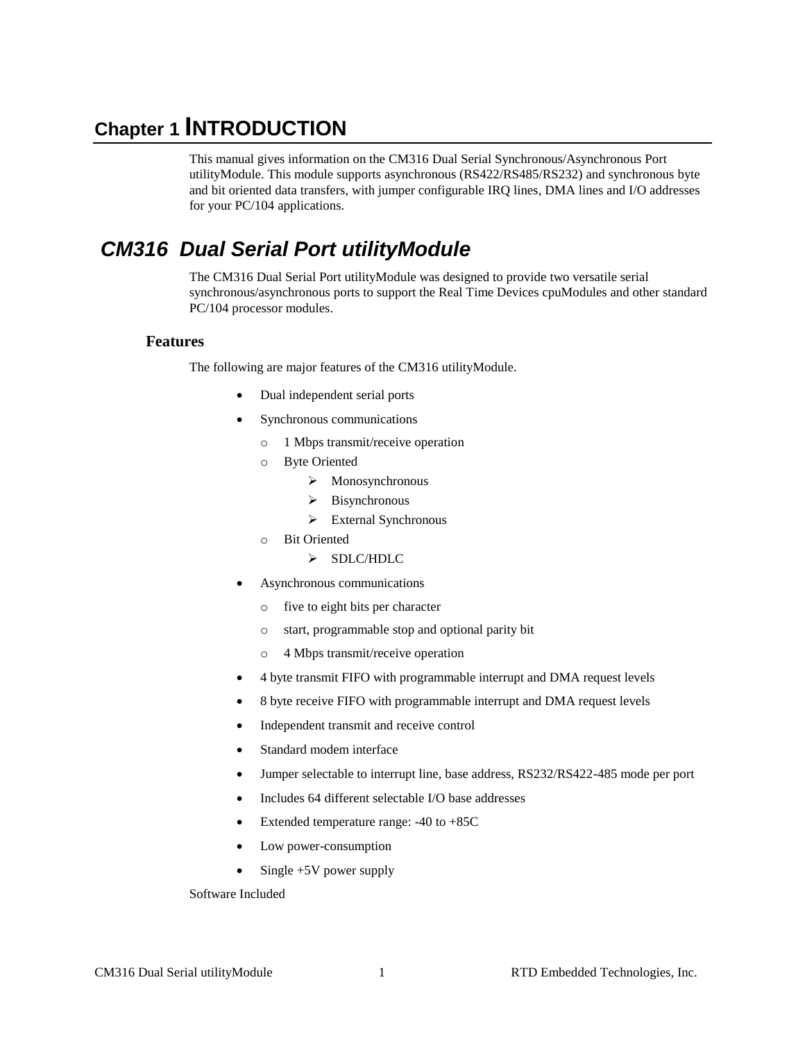# Chapter 1 INTRODUCTION

This manual gives information on the CM316 Dual Serial Synchronous/Asynchronous Port utilityModule. This module supports asynchronous (RS422/RS485/RS232) and synchronous byte and bit oriented data transfers, with jumper configurable IRQ lines, DMA lines and I/O addresses for your PC/104 applications.

## *CM316 Dual Serial Port utilityModule*

The CM316 Dual Serial Port utilityModule was designed to provide two versatile serial synchronous/asynchronous ports to support the Real Time Devices cpuModules and other standard PC/104 processor modules.

### Features

The following are major features of the CM316 utilityModule.

- Dual independent serial ports
- Synchronous communications
  - 1 Mbps transmit/receive operation
  - Byte Oriented
    - Monosynchronous
    - Bisynchronous
    - External Synchronous
  - Bit Oriented
    - SDLC/HDLC
- Asynchronous communications
  - five to eight bits per character
  - start, programmable stop and optional parity bit
  - 4 Mbps transmit/receive operation
- 4 byte transmit FIFO with programmable interrupt and DMA request levels
- 8 byte receive FIFO with programmable interrupt and DMA request levels
- Independent transmit and receive control
- Standard modem interface
- Jumper selectable to interrupt line, base address, RS232/RS422-485 mode per port
- Includes 64 different selectable I/O base addresses
- Extended temperature range: -40 to +85C
- Low power-consumption
- Single +5V power supply

Software Included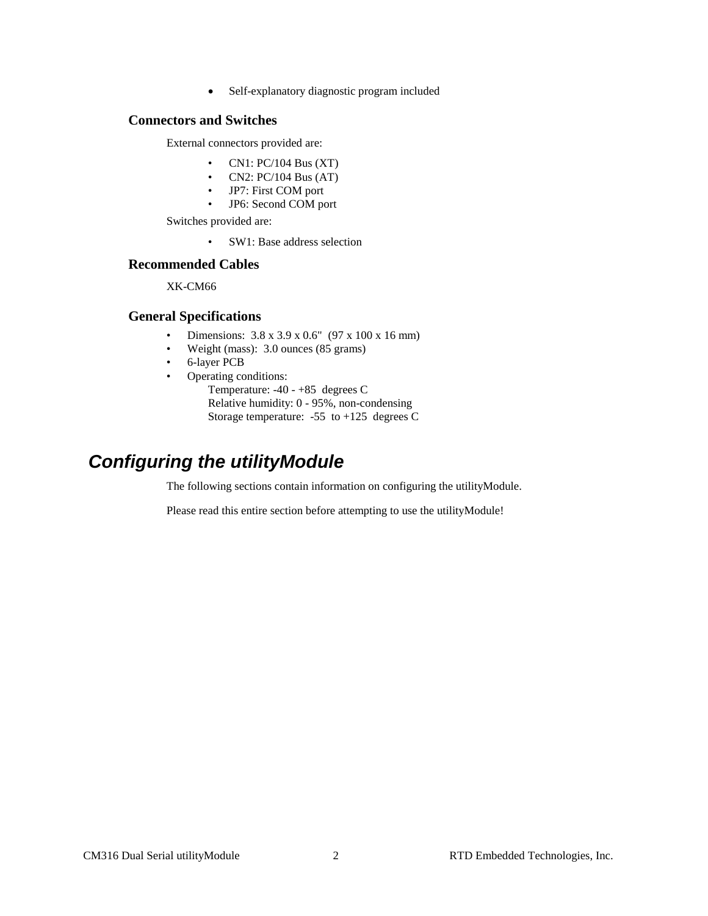- Self-explanatory diagnostic program included

### Connectors and Switches

External connectors provided are:

- CN1: PC/104 Bus (XT)
- CN2: PC/104 Bus (AT)
- JP7: First COM port
- JP6: Second COM port

Switches provided are:

- SW1: Base address selection

### Recommended Cables

XK-CM66

### General Specifications

- Dimensions: 3.8 x 3.9 x 0.6" (97 x 100 x 16 mm)
- Weight (mass): 3.0 ounces (85 grams)
- 6-layer PCB
- Operating conditions:
  Temperature: -40 - +85 degrees C
  Relative humidity: 0 - 95%, non-condensing
  Storage temperature: -55 to +125 degrees C

## *Configuring the utilityModule*

The following sections contain information on configuring the utilityModule.

Please read this entire section before attempting to use the utilityModule!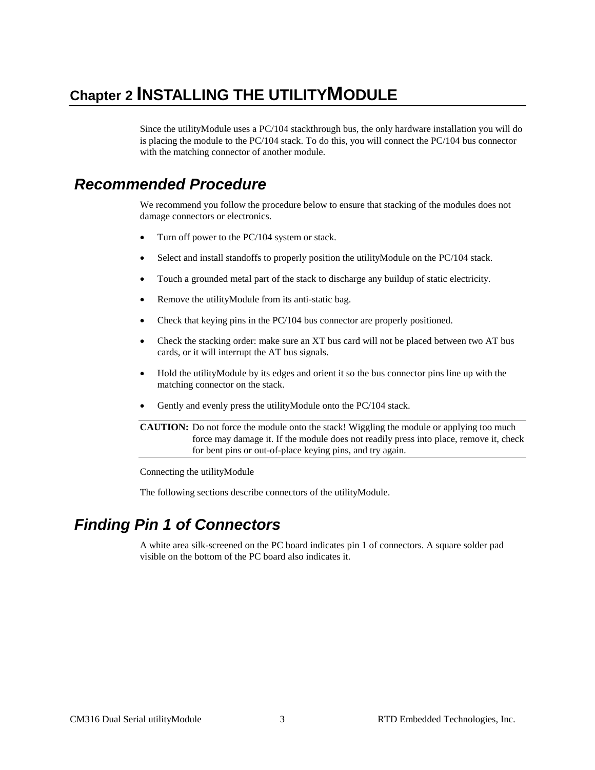# Chapter 2 INSTALLING THE UTILITYMODULE

Since the utilityModule uses a PC/104 stackthrough bus, the only hardware installation you will do is placing the module to the PC/104 stack. To do this, you will connect the PC/104 bus connector with the matching connector of another module.

## Recommended Procedure

We recommend you follow the procedure below to ensure that stacking of the modules does not damage connectors or electronics.

- Turn off power to the PC/104 system or stack.
- Select and install standoffs to properly position the utilityModule on the PC/104 stack.
- Touch a grounded metal part of the stack to discharge any buildup of static electricity.
- Remove the utilityModule from its anti-static bag.
- Check that keying pins in the PC/104 bus connector are properly positioned.
- Check the stacking order: make sure an XT bus card will not be placed between two AT bus cards, or it will interrupt the AT bus signals.
- Hold the utilityModule by its edges and orient it so the bus connector pins line up with the matching connector on the stack.
- Gently and evenly press the utilityModule onto the PC/104 stack.

---

**CAUTION:** Do not force the module onto the stack! Wiggling the module or applying too much force may damage it. If the module does not readily press into place, remove it, check for bent pins or out-of-place keying pins, and try again.

---

Connecting the utilityModule

The following sections describe connectors of the utilityModule.

## Finding Pin 1 of Connectors

A white area silk-screened on the PC board indicates pin 1 of connectors. A square solder pad visible on the bottom of the PC board also indicates it.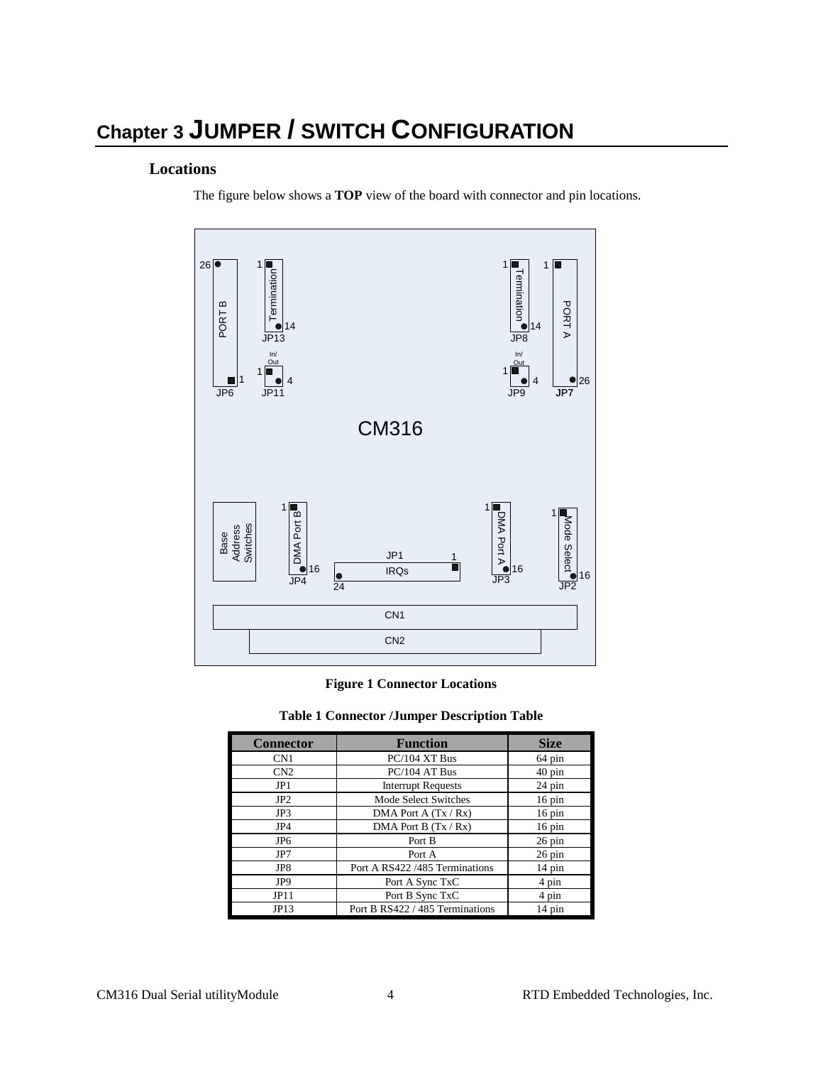# Chapter 3 JUMPER / SWITCH CONFIGURATION

## Locations

The figure below shows a **TOP** view of the board with connector and pin locations.

**Figure 1 Connector Locations**

**Table 1 Connector /Jumper Description Table**

| Connector | Function | Size |
|---|---|---|
| CN1 | PC/104 XT Bus | 64 pin |
| CN2 | PC/104 AT Bus | 40 pin |
| JP1 | Interrupt Requests | 24 pin |
| JP2 | Mode Select Switches | 16 pin |
| JP3 | DMA Port A (Tx / Rx) | 16 pin |
| JP4 | DMA Port B (Tx / Rx) | 16 pin |
| JP6 | Port B | 26 pin |
| JP7 | Port A | 26 pin |
| JP8 | Port A RS422 /485 Terminations | 14 pin |
| JP9 | Port A Sync TxC | 4 pin |
| JP11 | Port B Sync TxC | 4 pin |
| JP13 | Port B RS422 / 485 Terminations | 14 pin |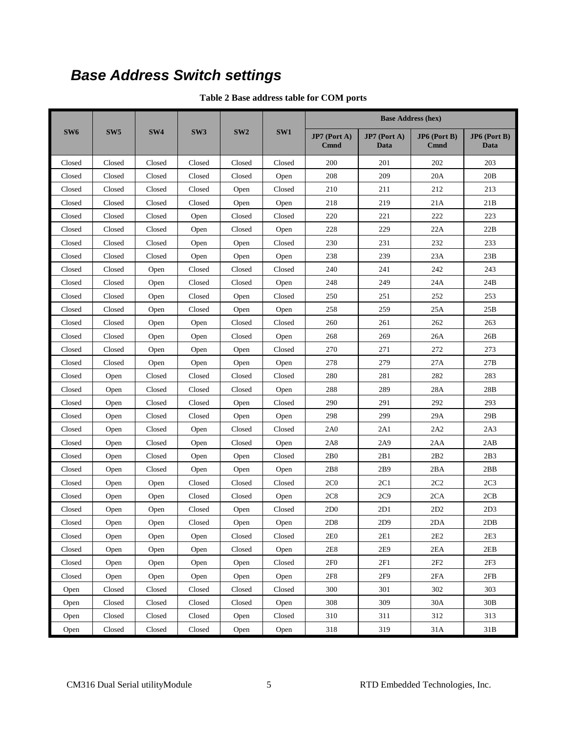## Base Address Switch settings

**Table 2 Base address table for COM ports**

| SW6 | SW5 | SW4 | SW3 | SW2 | SW1 | Base Address (hex) | | | |
|---|---|---|---|---|---|---|---|---|---|
| | | | | | | JP7 (Port A) Cmnd | JP7 (Port A) Data | JP6 (Port B) Cmnd | JP6 (Port B) Data |
| Closed | Closed | Closed | Closed | Closed | Closed | 200 | 201 | 202 | 203 |
| Closed | Closed | Closed | Closed | Closed | Open | 208 | 209 | 20A | 20B |
| Closed | Closed | Closed | Closed | Open | Closed | 210 | 211 | 212 | 213 |
| Closed | Closed | Closed | Closed | Open | Open | 218 | 219 | 21A | 21B |
| Closed | Closed | Closed | Open | Closed | Closed | 220 | 221 | 222 | 223 |
| Closed | Closed | Closed | Open | Closed | Open | 228 | 229 | 22A | 22B |
| Closed | Closed | Closed | Open | Open | Closed | 230 | 231 | 232 | 233 |
| Closed | Closed | Closed | Open | Open | Open | 238 | 239 | 23A | 23B |
| Closed | Closed | Open | Closed | Closed | Closed | 240 | 241 | 242 | 243 |
| Closed | Closed | Open | Closed | Closed | Open | 248 | 249 | 24A | 24B |
| Closed | Closed | Open | Closed | Open | Closed | 250 | 251 | 252 | 253 |
| Closed | Closed | Open | Closed | Open | Open | 258 | 259 | 25A | 25B |
| Closed | Closed | Open | Open | Closed | Closed | 260 | 261 | 262 | 263 |
| Closed | Closed | Open | Open | Closed | Open | 268 | 269 | 26A | 26B |
| Closed | Closed | Open | Open | Open | Closed | 270 | 271 | 272 | 273 |
| Closed | Closed | Open | Open | Open | Open | 278 | 279 | 27A | 27B |
| Closed | Open | Closed | Closed | Closed | Closed | 280 | 281 | 282 | 283 |
| Closed | Open | Closed | Closed | Closed | Open | 288 | 289 | 28A | 28B |
| Closed | Open | Closed | Closed | Open | Closed | 290 | 291 | 292 | 293 |
| Closed | Open | Closed | Closed | Open | Open | 298 | 299 | 29A | 29B |
| Closed | Open | Closed | Open | Closed | Closed | 2A0 | 2A1 | 2A2 | 2A3 |
| Closed | Open | Closed | Open | Closed | Open | 2A8 | 2A9 | 2AA | 2AB |
| Closed | Open | Closed | Open | Open | Closed | 2B0 | 2B1 | 2B2 | 2B3 |
| Closed | Open | Closed | Open | Open | Open | 2B8 | 2B9 | 2BA | 2BB |
| Closed | Open | Open | Closed | Closed | Closed | 2C0 | 2C1 | 2C2 | 2C3 |
| Closed | Open | Open | Closed | Closed | Open | 2C8 | 2C9 | 2CA | 2CB |
| Closed | Open | Open | Closed | Open | Closed | 2D0 | 2D1 | 2D2 | 2D3 |
| Closed | Open | Open | Closed | Open | Open | 2D8 | 2D9 | 2DA | 2DB |
| Closed | Open | Open | Open | Closed | Closed | 2E0 | 2E1 | 2E2 | 2E3 |
| Closed | Open | Open | Open | Closed | Open | 2E8 | 2E9 | 2EA | 2EB |
| Closed | Open | Open | Open | Open | Closed | 2F0 | 2F1 | 2F2 | 2F3 |
| Closed | Open | Open | Open | Open | Open | 2F8 | 2F9 | 2FA | 2FB |
| Open | Closed | Closed | Closed | Closed | Closed | 300 | 301 | 302 | 303 |
| Open | Closed | Closed | Closed | Closed | Open | 308 | 309 | 30A | 30B |
| Open | Closed | Closed | Closed | Open | Closed | 310 | 311 | 312 | 313 |
| Open | Closed | Closed | Closed | Open | Open | 318 | 319 | 31A | 31B |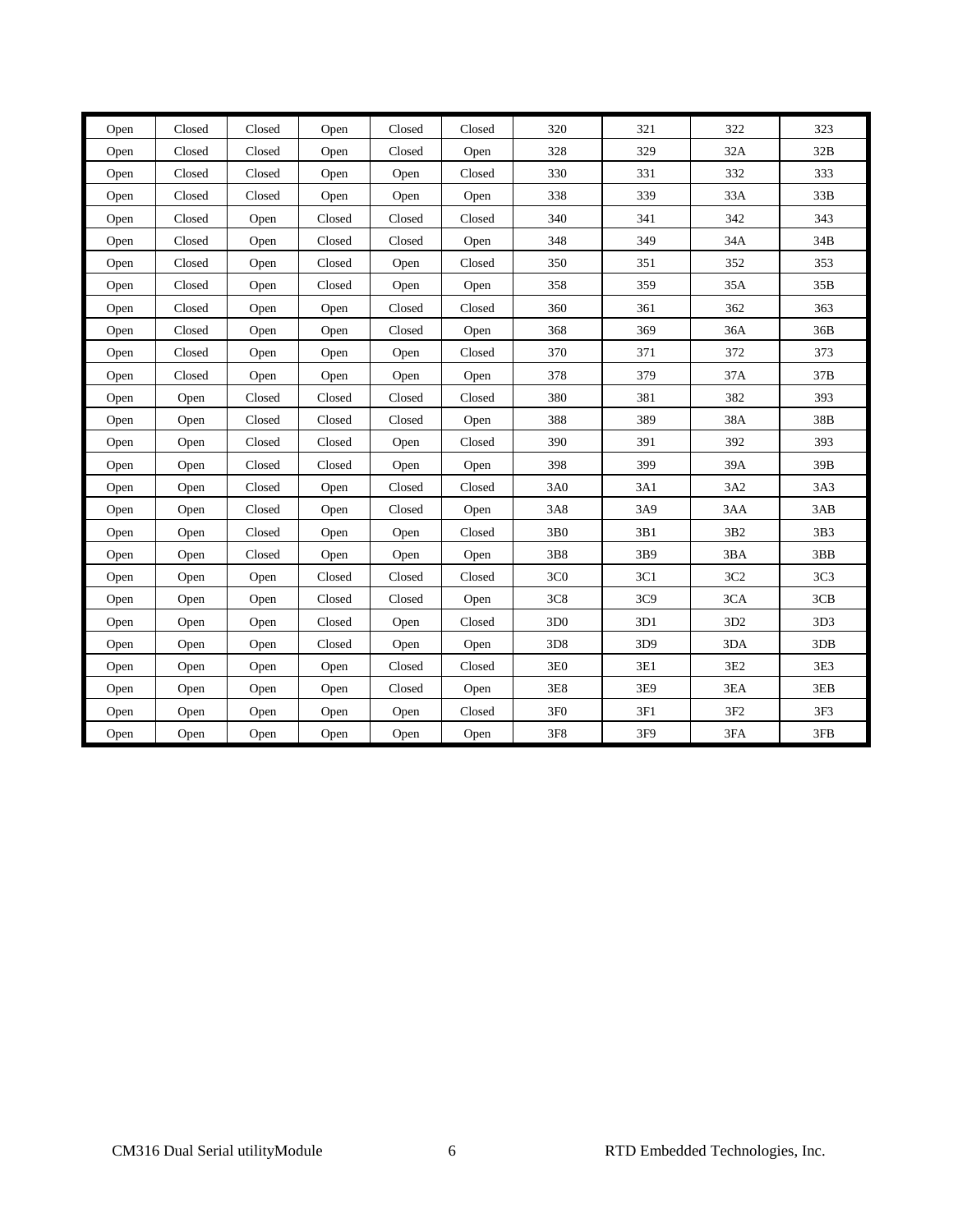| Open | Closed | Closed | Open | Closed | Closed | 320 | 321 | 322 | 323 |
|---|---|---|---|---|---|---|---|---|---|
| Open | Closed | Closed | Open | Closed | Open | 328 | 329 | 32A | 32B |
| Open | Closed | Closed | Open | Open | Closed | 330 | 331 | 332 | 333 |
| Open | Closed | Closed | Open | Open | Open | 338 | 339 | 33A | 33B |
| Open | Closed | Open | Closed | Closed | Closed | 340 | 341 | 342 | 343 |
| Open | Closed | Open | Closed | Closed | Open | 348 | 349 | 34A | 34B |
| Open | Closed | Open | Closed | Open | Closed | 350 | 351 | 352 | 353 |
| Open | Closed | Open | Closed | Open | Open | 358 | 359 | 35A | 35B |
| Open | Closed | Open | Open | Closed | Closed | 360 | 361 | 362 | 363 |
| Open | Closed | Open | Open | Closed | Open | 368 | 369 | 36A | 36B |
| Open | Closed | Open | Open | Open | Closed | 370 | 371 | 372 | 373 |
| Open | Closed | Open | Open | Open | Open | 378 | 379 | 37A | 37B |
| Open | Open | Closed | Closed | Closed | Closed | 380 | 381 | 382 | 393 |
| Open | Open | Closed | Closed | Closed | Open | 388 | 389 | 38A | 38B |
| Open | Open | Closed | Closed | Open | Closed | 390 | 391 | 392 | 393 |
| Open | Open | Closed | Closed | Open | Open | 398 | 399 | 39A | 39B |
| Open | Open | Closed | Open | Closed | Closed | 3A0 | 3A1 | 3A2 | 3A3 |
| Open | Open | Closed | Open | Closed | Open | 3A8 | 3A9 | 3AA | 3AB |
| Open | Open | Closed | Open | Open | Closed | 3B0 | 3B1 | 3B2 | 3B3 |
| Open | Open | Closed | Open | Open | Open | 3B8 | 3B9 | 3BA | 3BB |
| Open | Open | Open | Closed | Closed | Closed | 3C0 | 3C1 | 3C2 | 3C3 |
| Open | Open | Open | Closed | Closed | Open | 3C8 | 3C9 | 3CA | 3CB |
| Open | Open | Open | Closed | Open | Closed | 3D0 | 3D1 | 3D2 | 3D3 |
| Open | Open | Open | Closed | Open | Open | 3D8 | 3D9 | 3DA | 3DB |
| Open | Open | Open | Open | Closed | Closed | 3E0 | 3E1 | 3E2 | 3E3 |
| Open | Open | Open | Open | Closed | Open | 3E8 | 3E9 | 3EA | 3EB |
| Open | Open | Open | Open | Open | Closed | 3F0 | 3F1 | 3F2 | 3F3 |
| Open | Open | Open | Open | Open | Open | 3F8 | 3F9 | 3FA | 3FB |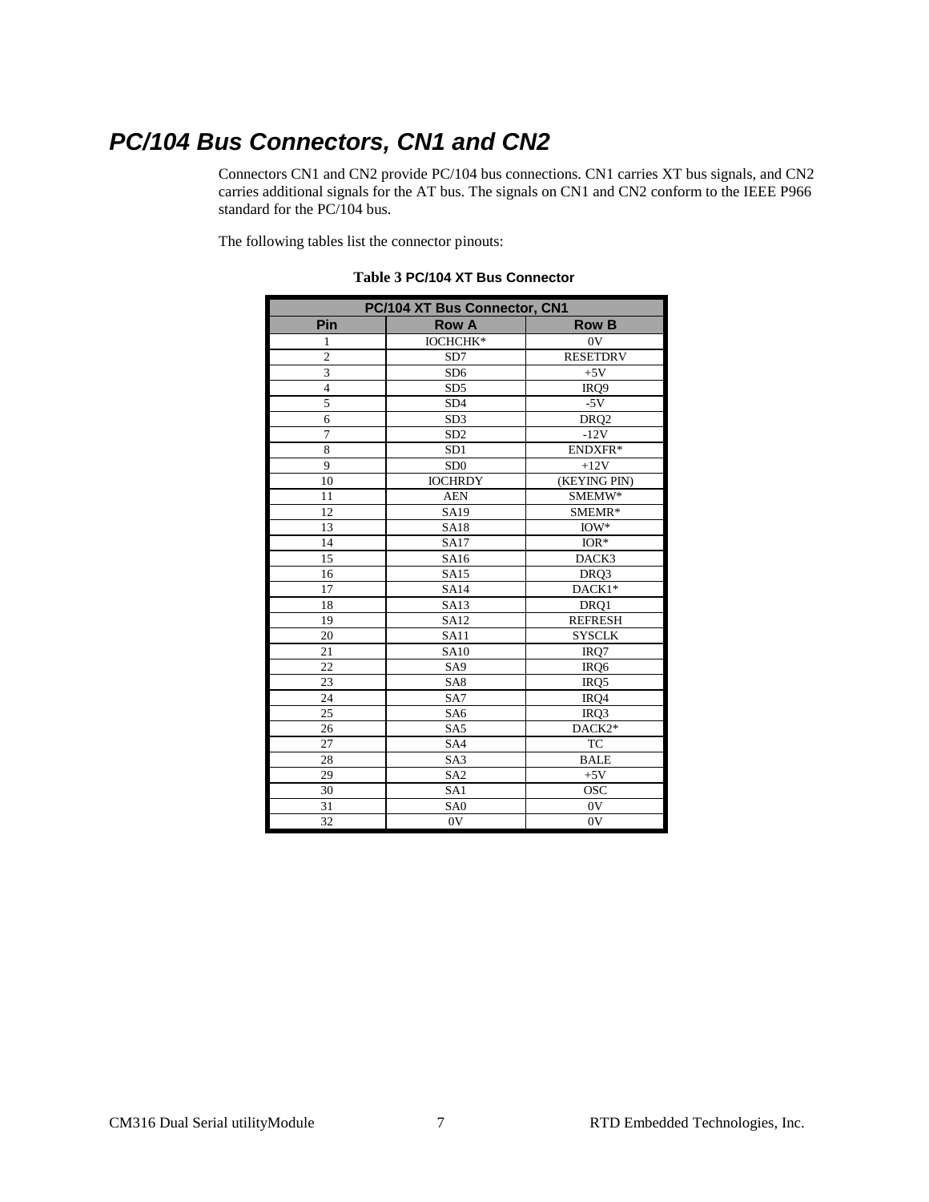## *PC/104 Bus Connectors, CN1 and CN2*

Connectors CN1 and CN2 provide PC/104 bus connections. CN1 carries XT bus signals, and CN2 carries additional signals for the AT bus. The signals on CN1 and CN2 conform to the IEEE P966 standard for the PC/104 bus.

The following tables list the connector pinouts:

**Table 3 PC/104 XT Bus Connector**

| PC/104 XT Bus Connector, CN1 | | |
|---|---|---|
| **Pin** | **Row A** | **Row B** |
| 1 | IOCHCHK* | 0V |
| 2 | SD7 | RESETDRV |
| 3 | SD6 | +5V |
| 4 | SD5 | IRQ9 |
| 5 | SD4 | -5V |
| 6 | SD3 | DRQ2 |
| 7 | SD2 | -12V |
| 8 | SD1 | ENDXFR* |
| 9 | SD0 | +12V |
| 10 | IOCHRDY | (KEYING PIN) |
| 11 | AEN | SMEMW* |
| 12 | SA19 | SMEMR* |
| 13 | SA18 | IOW* |
| 14 | SA17 | IOR* |
| 15 | SA16 | DACK3 |
| 16 | SA15 | DRQ3 |
| 17 | SA14 | DACK1* |
| 18 | SA13 | DRQ1 |
| 19 | SA12 | REFRESH |
| 20 | SA11 | SYSCLK |
| 21 | SA10 | IRQ7 |
| 22 | SA9 | IRQ6 |
| 23 | SA8 | IRQ5 |
| 24 | SA7 | IRQ4 |
| 25 | SA6 | IRQ3 |
| 26 | SA5 | DACK2* |
| 27 | SA4 | TC |
| 28 | SA3 | BALE |
| 29 | SA2 | +5V |
| 30 | SA1 | OSC |
| 31 | SA0 | 0V |
| 32 | 0V | 0V |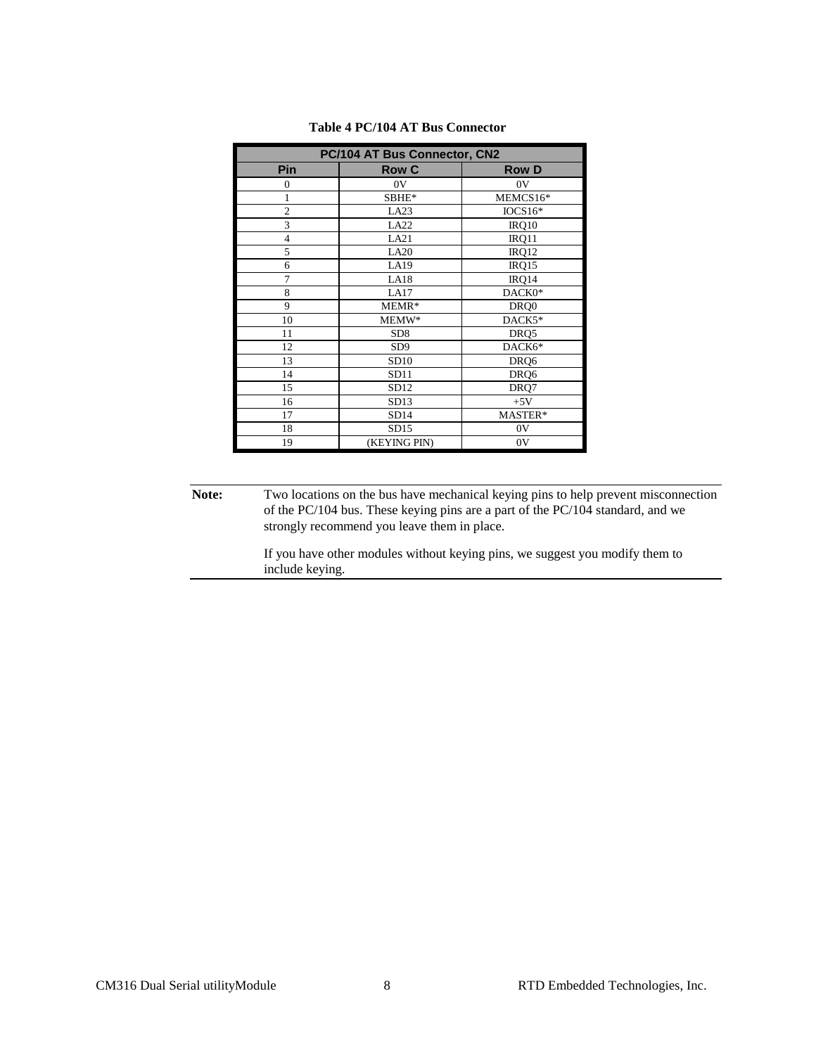**Table 4 PC/104 AT Bus Connector**

| PC/104 AT Bus Connector, CN2 | | |
|---|---|---|
| **Pin** | **Row C** | **Row D** |
| 0 | 0V | 0V |
| 1 | SBHE* | MEMCS16* |
| 2 | LA23 | IOCS16* |
| 3 | LA22 | IRQ10 |
| 4 | LA21 | IRQ11 |
| 5 | LA20 | IRQ12 |
| 6 | LA19 | IRQ15 |
| 7 | LA18 | IRQ14 |
| 8 | LA17 | DACK0* |
| 9 | MEMR* | DRQ0 |
| 10 | MEMW* | DACK5* |
| 11 | SD8 | DRQ5 |
| 12 | SD9 | DACK6* |
| 13 | SD10 | DRQ6 |
| 14 | SD11 | DRQ6 |
| 15 | SD12 | DRQ7 |
| 16 | SD13 | +5V |
| 17 | SD14 | MASTER* |
| 18 | SD15 | 0V |
| 19 | (KEYING PIN) | 0V |

---

**Note:** Two locations on the bus have mechanical keying pins to help prevent misconnection of the PC/104 bus. These keying pins are a part of the PC/104 standard, and we strongly recommend you leave them in place.

If you have other modules without keying pins, we suggest you modify them to include keying.

---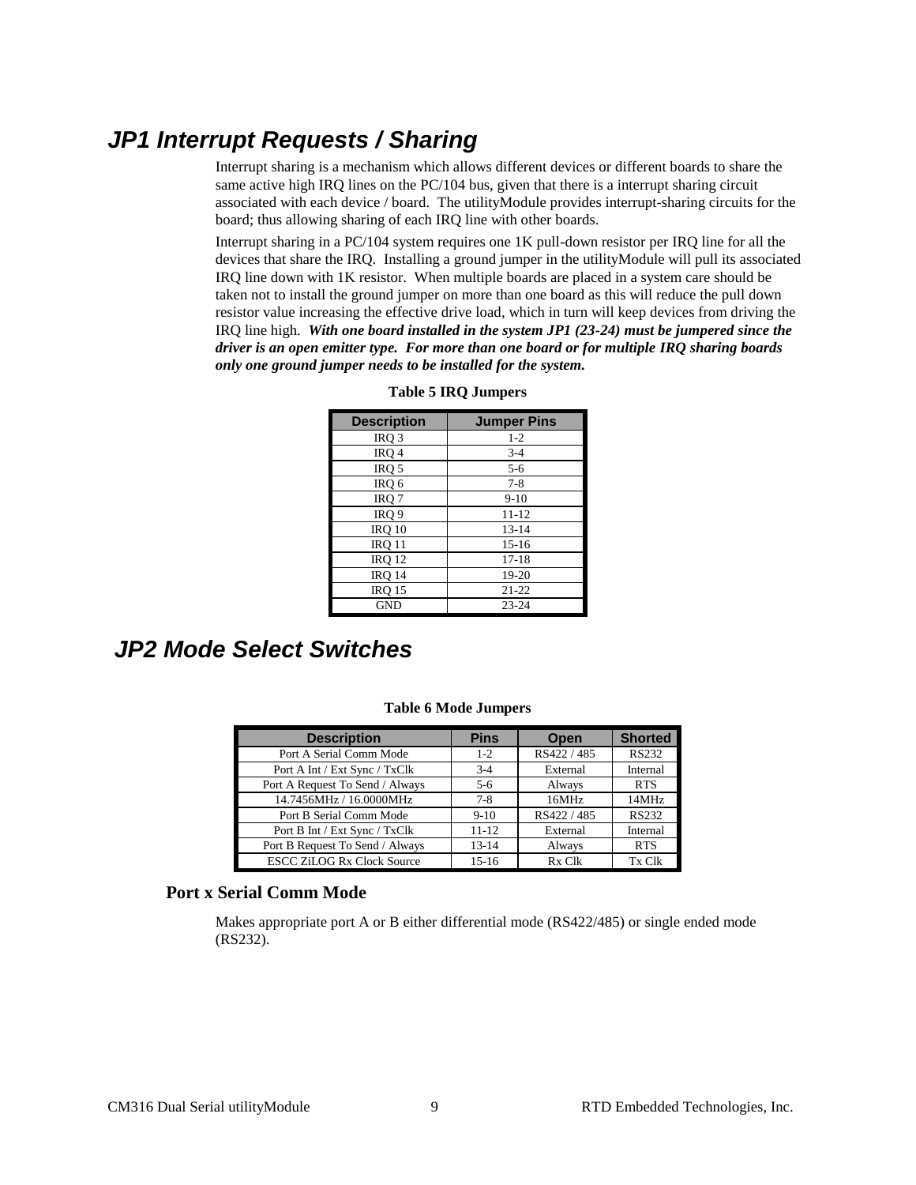## JP1 Interrupt Requests / Sharing

Interrupt sharing is a mechanism which allows different devices or different boards to share the same active high IRQ lines on the PC/104 bus, given that there is a interrupt sharing circuit associated with each device / board. The utilityModule provides interrupt-sharing circuits for the board; thus allowing sharing of each IRQ line with other boards.

Interrupt sharing in a PC/104 system requires one 1K pull-down resistor per IRQ line for all the devices that share the IRQ. Installing a ground jumper in the utilityModule will pull its associated IRQ line down with 1K resistor. When multiple boards are placed in a system care should be taken not to install the ground jumper on more than one board as this will reduce the pull down resistor value increasing the effective drive load, which in turn will keep devices from driving the IRQ line high. ***With one board installed in the system JP1 (23-24) must be jumpered since the driver is an open emitter type. For more than one board or for multiple IRQ sharing boards only one ground jumper needs to be installed for the system.***

**Table 5 IRQ Jumpers**

| Description | Jumper Pins |
|---|---|
| IRQ 3 | 1-2 |
| IRQ 4 | 3-4 |
| IRQ 5 | 5-6 |
| IRQ 6 | 7-8 |
| IRQ 7 | 9-10 |
| IRQ 9 | 11-12 |
| IRQ 10 | 13-14 |
| IRQ 11 | 15-16 |
| IRQ 12 | 17-18 |
| IRQ 14 | 19-20 |
| IRQ 15 | 21-22 |
| GND | 23-24 |

## JP2 Mode Select Switches

**Table 6 Mode Jumpers**

| Description | Pins | Open | Shorted |
|---|---|---|---|
| Port A Serial Comm Mode | 1-2 | RS422 / 485 | RS232 |
| Port A Int / Ext Sync / TxClk | 3-4 | External | Internal |
| Port A Request To Send / Always | 5-6 | Always | RTS |
| 14.7456MHz / 16.0000MHz | 7-8 | 16MHz | 14MHz |
| Port B Serial Comm Mode | 9-10 | RS422 / 485 | RS232 |
| Port B Int / Ext Sync / TxClk | 11-12 | External | Internal |
| Port B Request To Send / Always | 13-14 | Always | RTS |
| ESCC ZiLOG Rx Clock Source | 15-16 | Rx Clk | Tx Clk |

### Port x Serial Comm Mode

Makes appropriate port A or B either differential mode (RS422/485) or single ended mode (RS232).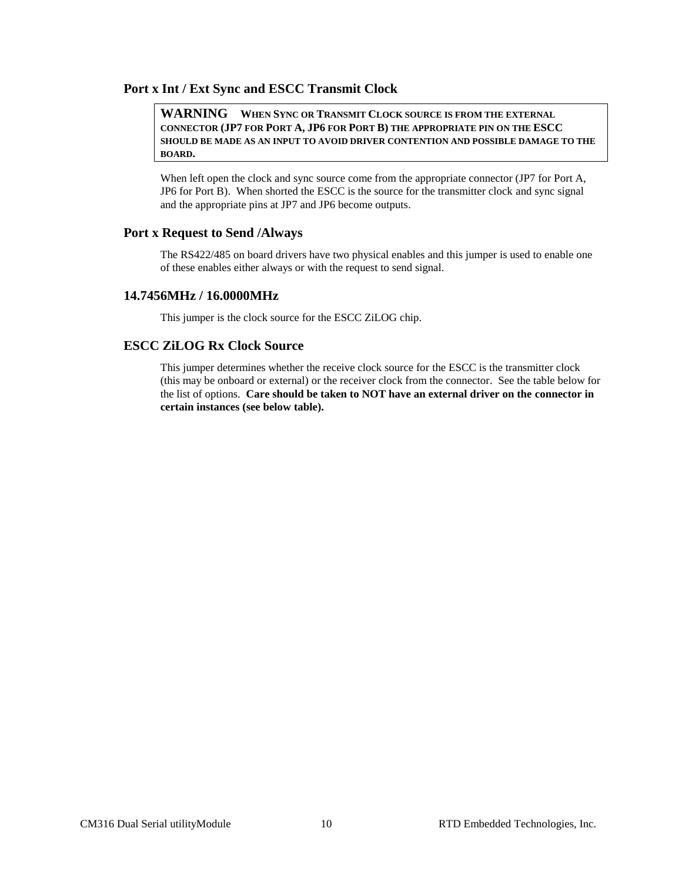### Port x Int / Ext Sync and ESCC Transmit Clock

> **WARNING** **WHEN SYNC OR TRANSMIT CLOCK SOURCE IS FROM THE EXTERNAL CONNECTOR (JP7 FOR PORT A, JP6 FOR PORT B) THE APPROPRIATE PIN ON THE ESCC SHOULD BE MADE AS AN INPUT TO AVOID DRIVER CONTENTION AND POSSIBLE DAMAGE TO THE BOARD.**

When left open the clock and sync source come from the appropriate connector (JP7 for Port A, JP6 for Port B). When shorted the ESCC is the source for the transmitter clock and sync signal and the appropriate pins at JP7 and JP6 become outputs.

### Port x Request to Send /Always

The RS422/485 on board drivers have two physical enables and this jumper is used to enable one of these enables either always or with the request to send signal.

### 14.7456MHz / 16.0000MHz

This jumper is the clock source for the ESCC ZiLOG chip.

### ESCC ZiLOG Rx Clock Source

This jumper determines whether the receive clock source for the ESCC is the transmitter clock (this may be onboard or external) or the receiver clock from the connector. See the table below for the list of options. **Care should be taken to NOT have an external driver on the connector in certain instances (see below table).**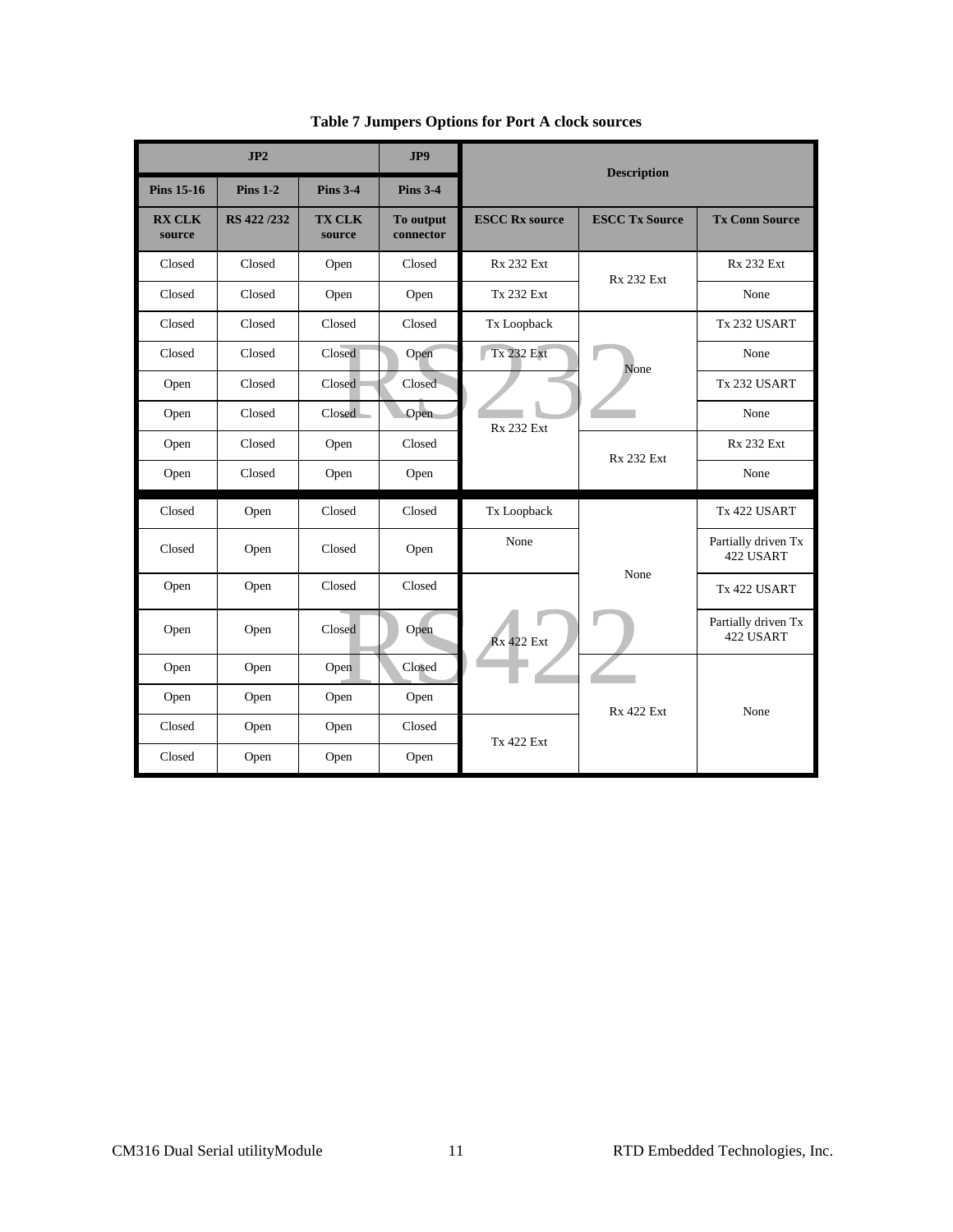**Table 7 Jumpers Options for Port A clock sources**

| JP2 | | | JP9 | Description | | |
|---|---|---|---|---|---|---|
| Pins 15-16 | Pins 1-2 | Pins 3-4 | Pins 3-4 | | | |
| RX CLK source | RS 422 /232 | TX CLK source | To output connector | ESCC Rx source | ESCC Tx Source | Tx Conn Source |
| Closed | Closed | Open | Closed | Rx 232 Ext | Rx 232 Ext | Rx 232 Ext |
| Closed | Closed | Open | Open | Tx 232 Ext | Rx 232 Ext | None |
| Closed | Closed | Closed | Closed | Tx Loopback | None | Tx 232 USART |
| Closed | Closed | Closed | Open | Tx 232 Ext | None | None |
| Open | Closed | Closed | Closed | Rx 232 Ext | None | Tx 232 USART |
| Open | Closed | Closed | Open | Rx 232 Ext | None | None |
| Open | Closed | Open | Closed | Rx 232 Ext | Rx 232 Ext | Rx 232 Ext |
| Open | Closed | Open | Open | Rx 232 Ext | Rx 232 Ext | None |
| Closed | Open | Closed | Closed | Tx Loopback | None | Tx 422 USART |
| Closed | Open | Closed | Open | None | None | Partially driven Tx 422 USART |
| Open | Open | Closed | Closed | Rx 422 Ext | None | Tx 422 USART |
| Open | Open | Closed | Open | Rx 422 Ext | None | Partially driven Tx 422 USART |
| Open | Open | Open | Closed | Rx 422 Ext | Rx 422 Ext | None |
| Open | Open | Open | Open | Rx 422 Ext | Rx 422 Ext | None |
| Closed | Open | Open | Closed | Tx 422 Ext | Rx 422 Ext | None |
| Closed | Open | Open | Open | Tx 422 Ext | Rx 422 Ext | None |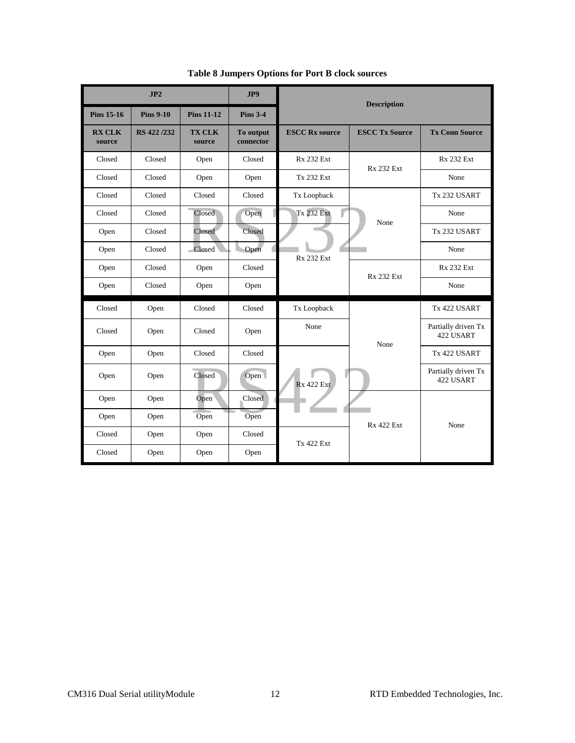**Table 8 Jumpers Options for Port B clock sources**

| JP2 | | | JP9 | Description | | |
|---|---|---|---|---|---|---|
| Pins 15-16 | Pins 9-10 | Pins 11-12 | Pins 3-4 | | | |
| RX CLK source | RS 422 /232 | TX CLK source | To output connector | ESCC Rx source | ESCC Tx Source | Tx Conn Source |
| Closed | Closed | Open | Closed | Rx 232 Ext | Rx 232 Ext | Rx 232 Ext |
| Closed | Closed | Open | Open | Tx 232 Ext | Rx 232 Ext | None |
| Closed | Closed | Closed | Closed | Tx Loopback | None | Tx 232 USART |
| Closed | Closed | Closed | Open | Tx 232 Ext | None | None |
| Open | Closed | Closed | Closed | Rx 232 Ext | None | Tx 232 USART |
| Open | Closed | Closed | Open | Rx 232 Ext | None | None |
| Open | Closed | Open | Closed | Rx 232 Ext | Rx 232 Ext | Rx 232 Ext |
| Open | Closed | Open | Open | Rx 232 Ext | Rx 232 Ext | None |
| Closed | Open | Closed | Closed | Tx Loopback | None | Tx 422 USART |
| Closed | Open | Closed | Open | None | None | Partially driven Tx 422 USART |
| Open | Open | Closed | Closed | Rx 422 Ext | None | Tx 422 USART |
| Open | Open | Closed | Open | Rx 422 Ext | None | Partially driven Tx 422 USART |
| Open | Open | Open | Closed | Rx 422 Ext | Rx 422 Ext | None |
| Open | Open | Open | Open | Rx 422 Ext | Rx 422 Ext | None |
| Closed | Open | Open | Closed | Tx 422 Ext | Rx 422 Ext | None |
| Closed | Open | Open | Open | Tx 422 Ext | Rx 422 Ext | None |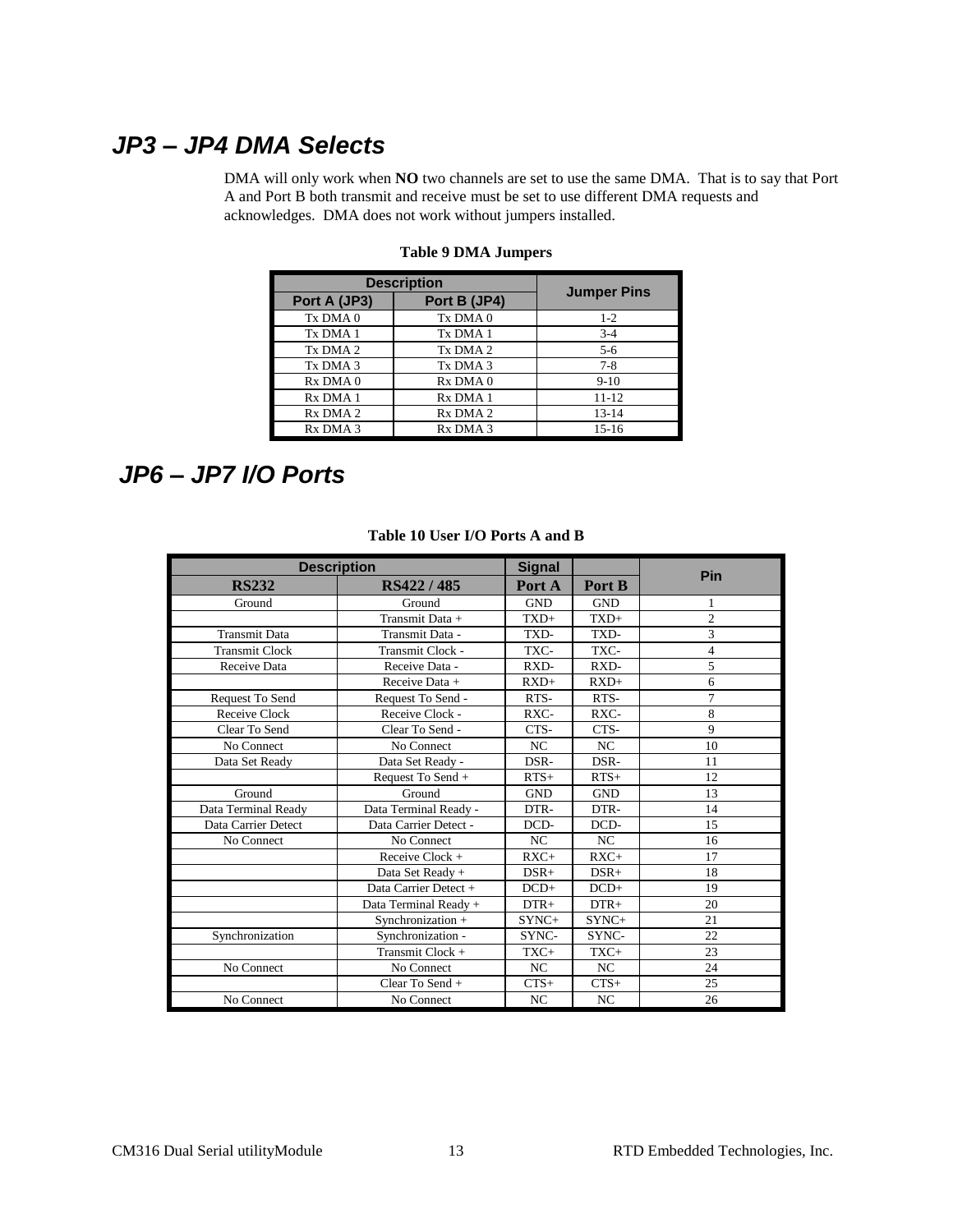## *JP3 – JP4 DMA Selects*

DMA will only work when **NO** two channels are set to use the same DMA. That is to say that Port A and Port B both transmit and receive must be set to use different DMA requests and acknowledges. DMA does not work without jumpers installed.

**Table 9 DMA Jumpers**

| Description | | Jumper Pins |
|---|---|---|
| Port A (JP3) | Port B (JP4) | |
| Tx DMA 0 | Tx DMA 0 | 1-2 |
| Tx DMA 1 | Tx DMA 1 | 3-4 |
| Tx DMA 2 | Tx DMA 2 | 5-6 |
| Tx DMA 3 | Tx DMA 3 | 7-8 |
| Rx DMA 0 | Rx DMA 0 | 9-10 |
| Rx DMA 1 | Rx DMA 1 | 11-12 |
| Rx DMA 2 | Rx DMA 2 | 13-14 |
| Rx DMA 3 | Rx DMA 3 | 15-16 |

## *JP6 – JP7 I/O Ports*

**Table 10 User I/O Ports A and B**

| Description | | Signal | | Pin |
|---|---|---|---|---|
| RS232 | RS422 / 485 | Port A | Port B | |
| Ground | Ground | GND | GND | 1 |
| | Transmit Data + | TXD+ | TXD+ | 2 |
| Transmit Data | Transmit Data - | TXD- | TXD- | 3 |
| Transmit Clock | Transmit Clock - | TXC- | TXC- | 4 |
| Receive Data | Receive Data - | RXD- | RXD- | 5 |
| | Receive Data + | RXD+ | RXD+ | 6 |
| Request To Send | Request To Send - | RTS- | RTS- | 7 |
| Receive Clock | Receive Clock - | RXC- | RXC- | 8 |
| Clear To Send | Clear To Send - | CTS- | CTS- | 9 |
| No Connect | No Connect | NC | NC | 10 |
| Data Set Ready | Data Set Ready - | DSR- | DSR- | 11 |
| | Request To Send + | RTS+ | RTS+ | 12 |
| Ground | Ground | GND | GND | 13 |
| Data Terminal Ready | Data Terminal Ready - | DTR- | DTR- | 14 |
| Data Carrier Detect | Data Carrier Detect - | DCD- | DCD- | 15 |
| No Connect | No Connect | NC | NC | 16 |
| | Receive Clock + | RXC+ | RXC+ | 17 |
| | Data Set Ready + | DSR+ | DSR+ | 18 |
| | Data Carrier Detect + | DCD+ | DCD+ | 19 |
| | Data Terminal Ready + | DTR+ | DTR+ | 20 |
| | Synchronization + | SYNC+ | SYNC+ | 21 |
| Synchronization | Synchronization - | SYNC- | SYNC- | 22 |
| | Transmit Clock + | TXC+ | TXC+ | 23 |
| No Connect | No Connect | NC | NC | 24 |
| | Clear To Send + | CTS+ | CTS+ | 25 |
| No Connect | No Connect | NC | NC | 26 |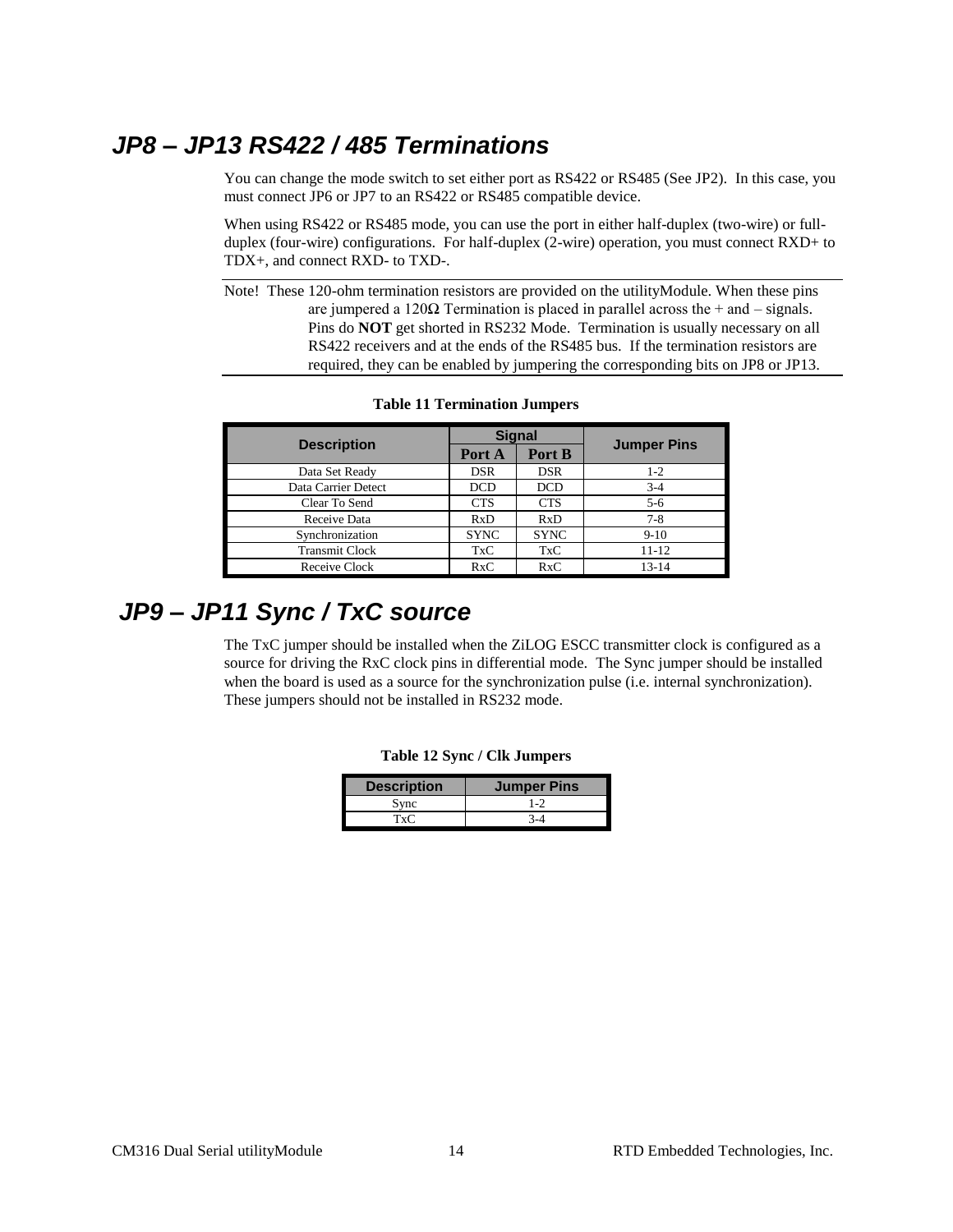## *JP8 – JP13 RS422 / 485 Terminations*

You can change the mode switch to set either port as RS422 or RS485 (See JP2). In this case, you must connect JP6 or JP7 to an RS422 or RS485 compatible device.

When using RS422 or RS485 mode, you can use the port in either half-duplex (two-wire) or full-duplex (four-wire) configurations. For half-duplex (2-wire) operation, you must connect RXD+ to TDX+, and connect RXD- to TXD-.

Note! These 120-ohm termination resistors are provided on the utilityModule. When these pins are jumpered a 120Ω Termination is placed in parallel across the + and – signals. Pins do **NOT** get shorted in RS232 Mode. Termination is usually necessary on all RS422 receivers and at the ends of the RS485 bus. If the termination resistors are required, they can be enabled by jumpering the corresponding bits on JP8 or JP13.

**Table 11 Termination Jumpers**

| Description | Signal | | Jumper Pins |
|---|---|---|---|
| | Port A | Port B | |
| Data Set Ready | DSR | DSR | 1-2 |
| Data Carrier Detect | DCD | DCD | 3-4 |
| Clear To Send | CTS | CTS | 5-6 |
| Receive Data | RxD | RxD | 7-8 |
| Synchronization | SYNC | SYNC | 9-10 |
| Transmit Clock | TxC | TxC | 11-12 |
| Receive Clock | RxC | RxC | 13-14 |

## *JP9 – JP11 Sync / TxC source*

The TxC jumper should be installed when the ZiLOG ESCC transmitter clock is configured as a source for driving the RxC clock pins in differential mode. The Sync jumper should be installed when the board is used as a source for the synchronization pulse (i.e. internal synchronization). These jumpers should not be installed in RS232 mode.

**Table 12 Sync / Clk Jumpers**

| Description | Jumper Pins |
|---|---|
| Sync | 1-2 |
| TxC | 3-4 |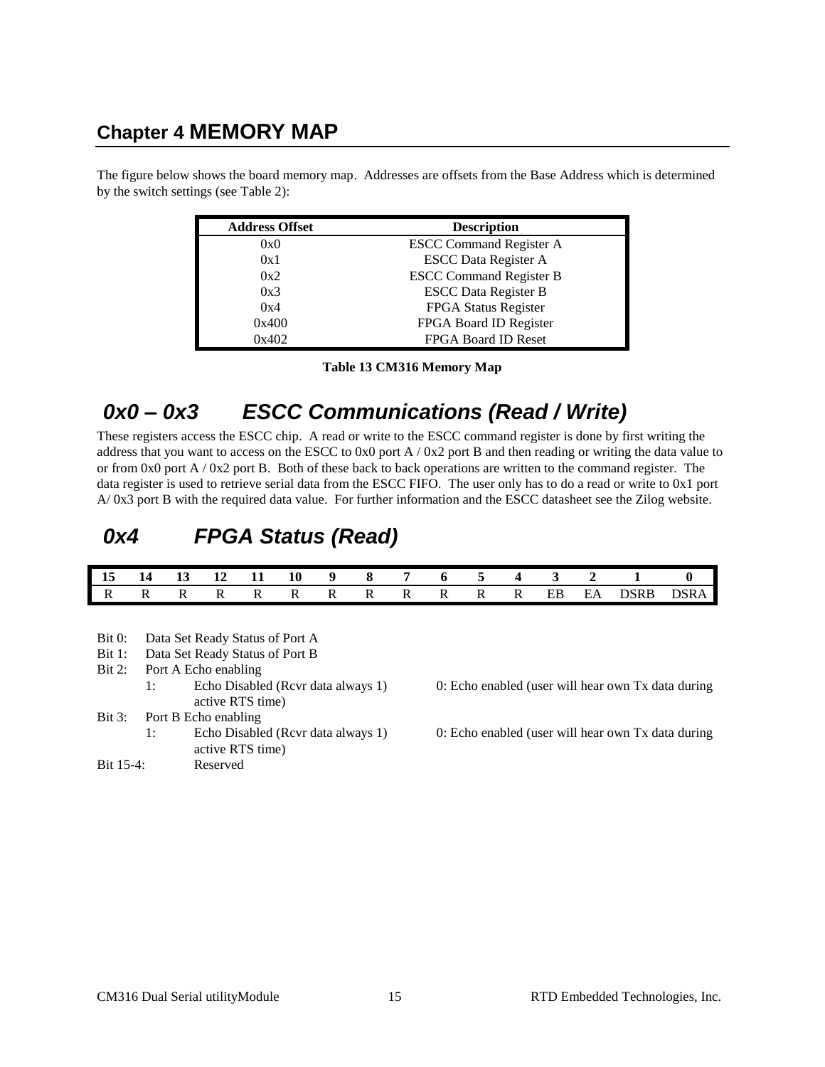# Chapter 4 MEMORY MAP

The figure below shows the board memory map. Addresses are offsets from the Base Address which is determined by the switch settings (see Table 2):

| Address Offset | Description |
|---|---|
| 0x0 | ESCC Command Register A |
| 0x1 | ESCC Data Register A |
| 0x2 | ESCC Command Register B |
| 0x3 | ESCC Data Register B |
| 0x4 | FPGA Status Register |
| 0x400 | FPGA Board ID Register |
| 0x402 | FPGA Board ID Reset |

**Table 13 CM316 Memory Map**

## 0x0 – 0x3 ESCC Communications (Read / Write)

These registers access the ESCC chip. A read or write to the ESCC command register is done by first writing the address that you want to access on the ESCC to 0x0 port A / 0x2 port B and then reading or writing the data value to or from 0x0 port A / 0x2 port B. Both of these back to back operations are written to the command register. The data register is used to retrieve serial data from the ESCC FIFO. The user only has to do a read or write to 0x1 port A/ 0x3 port B with the required data value. For further information and the ESCC datasheet see the Zilog website.

## 0x4 FPGA Status (Read)

| 15 | 14 | 13 | 12 | 11 | 10 | 9 | 8 | 7 | 6 | 5 | 4 | 3 | 2 | 1 | 0 |
|---|---|---|---|---|---|---|---|---|---|---|---|---|---|---|---|
| R | R | R | R | R | R | R | R | R | R | R | R | EB | EA | DSRB | DSRA |

Bit 0: Data Set Ready Status of Port A

Bit 1: Data Set Ready Status of Port B

Bit 2: Port A Echo enabling
- 1: Echo Disabled (Rcvr data always 1)
- 0: Echo enabled (user will hear own Tx data during active RTS time)

Bit 3: Port B Echo enabling
- 1: Echo Disabled (Rcvr data always 1)
- 0: Echo enabled (user will hear own Tx data during active RTS time)

Bit 15-4: Reserved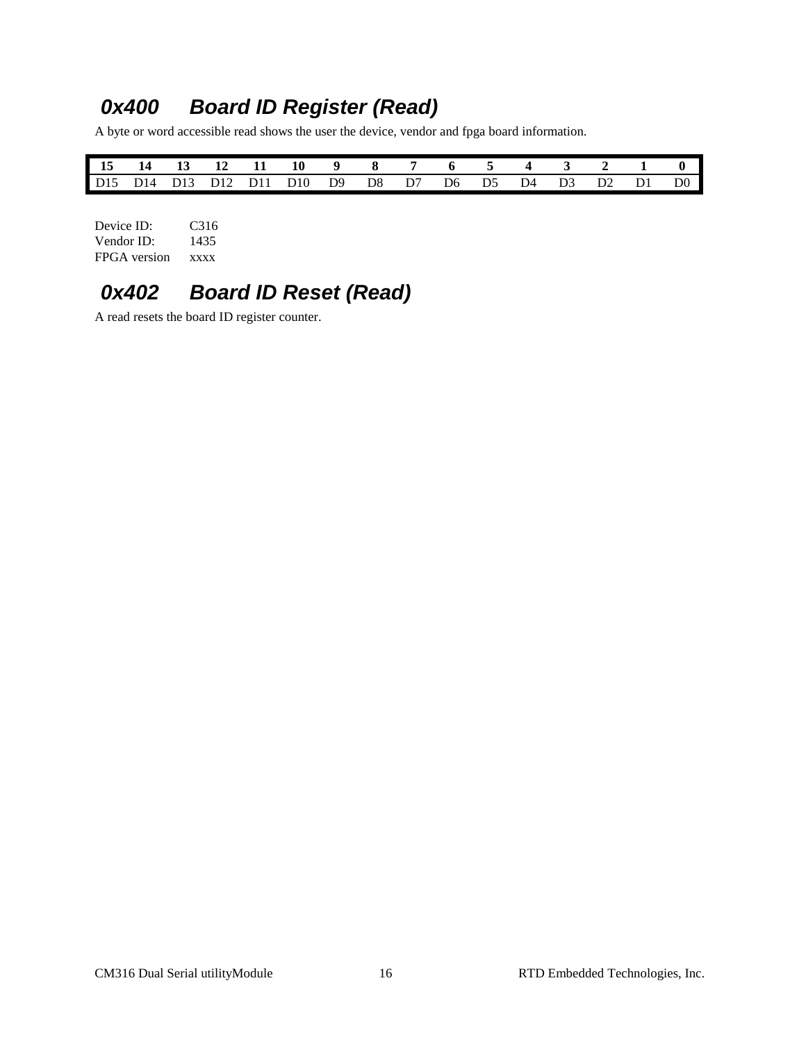## 0x400 Board ID Register (Read)

A byte or word accessible read shows the user the device, vendor and fpga board information.

| 15 | 14 | 13 | 12 | 11 | 10 | 9 | 8 | 7 | 6 | 5 | 4 | 3 | 2 | 1 | 0 |
|---|---|---|---|---|---|---|---|---|---|---|---|---|---|---|---|
| D15 | D14 | D13 | D12 | D11 | D10 | D9 | D8 | D7 | D6 | D5 | D4 | D3 | D2 | D1 | D0 |

Device ID: C316
Vendor ID: 1435
FPGA version xxxx

## 0x402 Board ID Reset (Read)

A read resets the board ID register counter.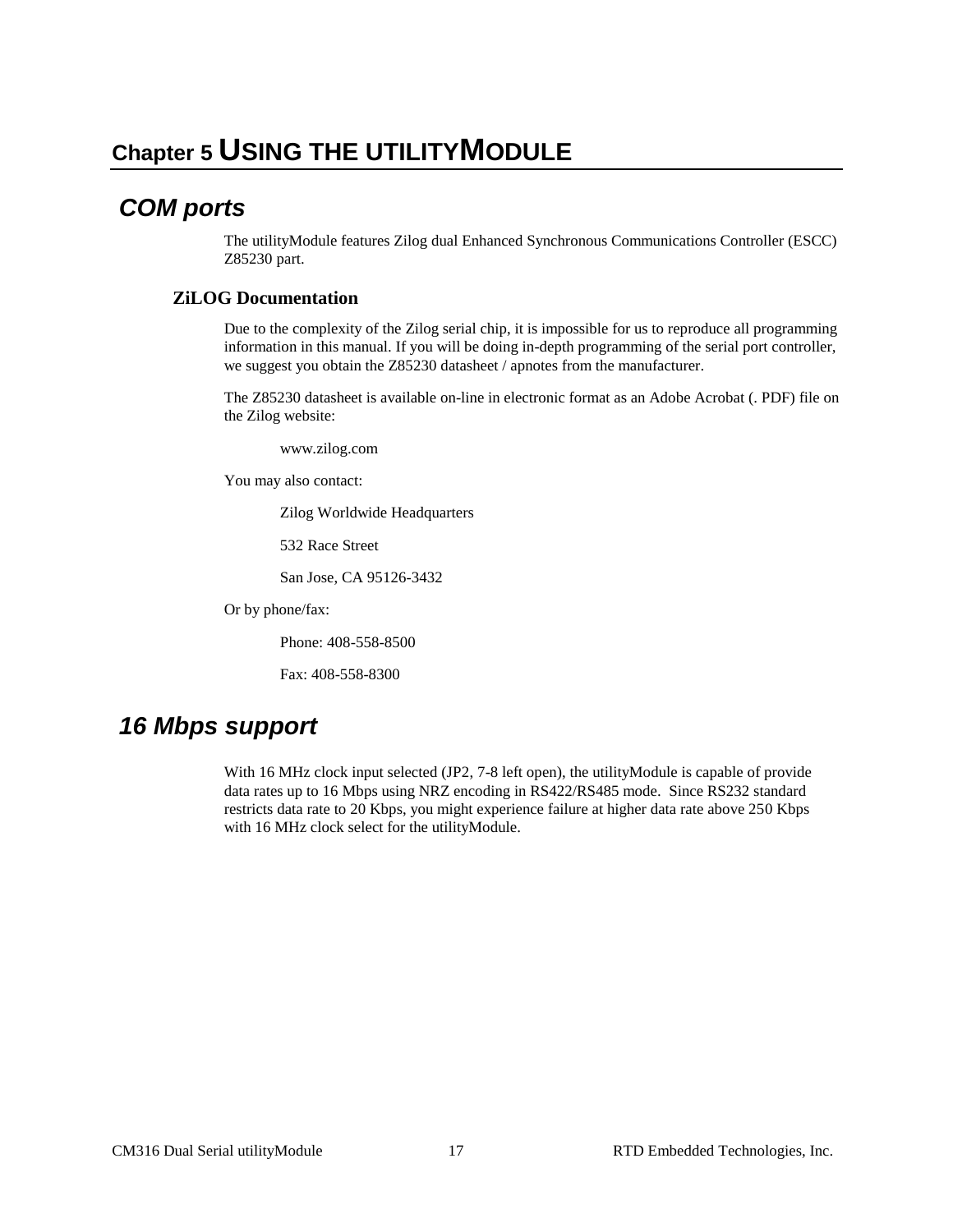# Chapter 5 USING THE UTILITYMODULE

## COM ports

The utilityModule features Zilog dual Enhanced Synchronous Communications Controller (ESCC) Z85230 part.

### ZiLOG Documentation

Due to the complexity of the Zilog serial chip, it is impossible for us to reproduce all programming information in this manual. If you will be doing in-depth programming of the serial port controller, we suggest you obtain the Z85230 datasheet / apnotes from the manufacturer.

The Z85230 datasheet is available on-line in electronic format as an Adobe Acrobat (. PDF) file on the Zilog website:

www.zilog.com

You may also contact:

Zilog Worldwide Headquarters

532 Race Street

San Jose, CA 95126-3432

Or by phone/fax:

Phone: 408-558-8500

Fax: 408-558-8300

## 16 Mbps support

With 16 MHz clock input selected (JP2, 7-8 left open), the utilityModule is capable of provide data rates up to 16 Mbps using NRZ encoding in RS422/RS485 mode. Since RS232 standard restricts data rate to 20 Kbps, you might experience failure at higher data rate above 250 Kbps with 16 MHz clock select for the utilityModule.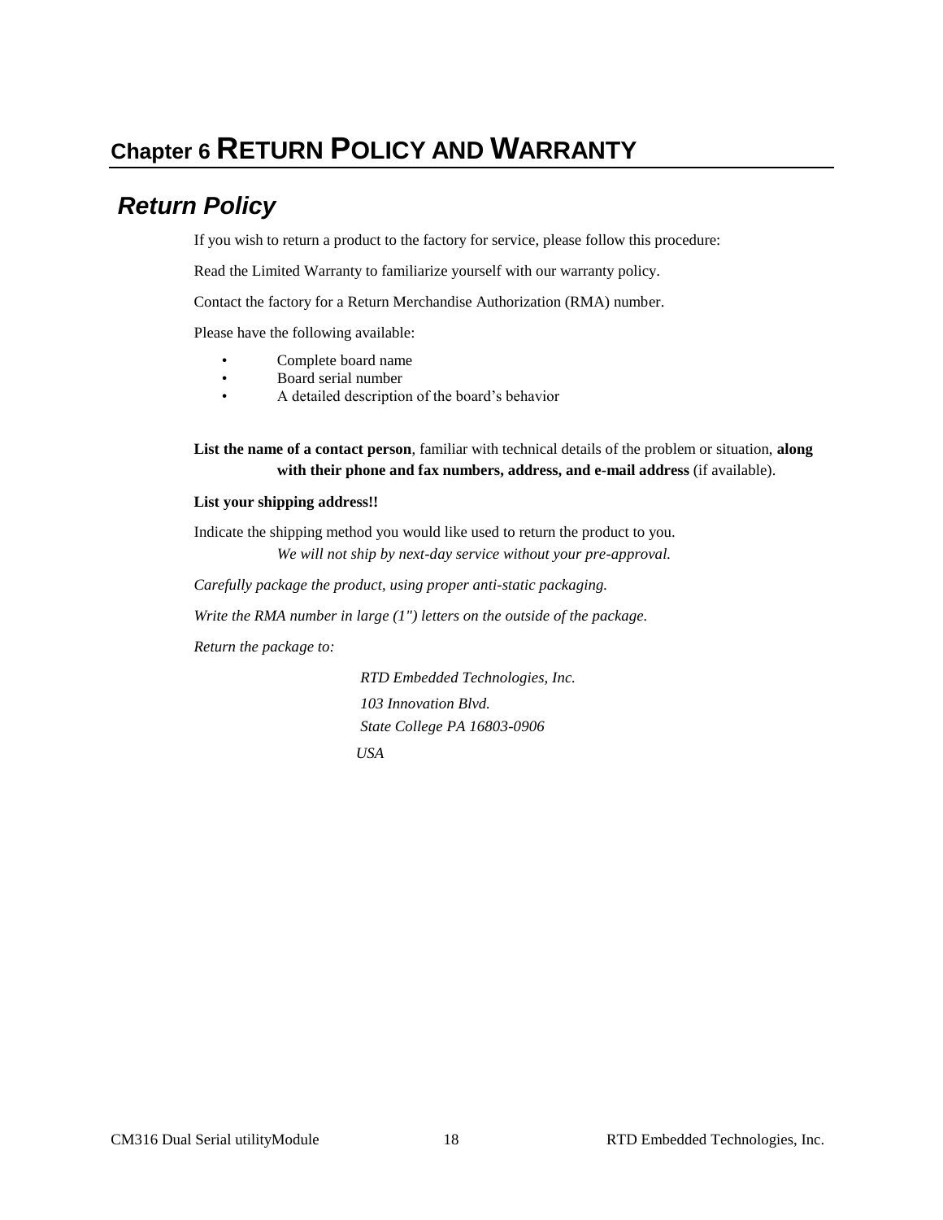# Chapter 6 RETURN POLICY AND WARRANTY

## *Return Policy*

If you wish to return a product to the factory for service, please follow this procedure:

Read the Limited Warranty to familiarize yourself with our warranty policy.

Contact the factory for a Return Merchandise Authorization (RMA) number.

Please have the following available:

- Complete board name
- Board serial number
- A detailed description of the board's behavior

**List the name of a contact person**, familiar with technical details of the problem or situation, **along with their phone and fax numbers, address, and e-mail address** (if available).

**List your shipping address!!**

Indicate the shipping method you would like used to return the product to you.
*We will not ship by next-day service without your pre-approval.*

*Carefully package the product, using proper anti-static packaging.*

*Write the RMA number in large (1") letters on the outside of the package.*

*Return the package to:*

*RTD Embedded Technologies, Inc.*
*103 Innovation Blvd.*
*State College PA 16803-0906*
*USA*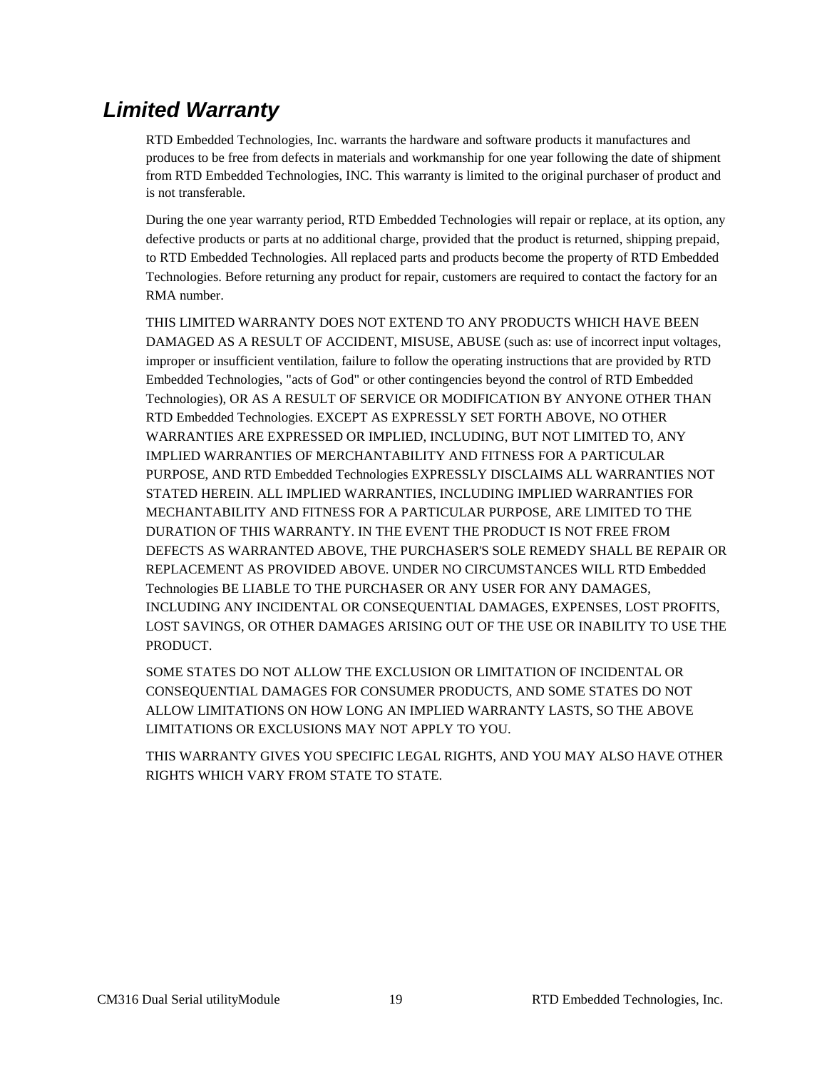## *Limited Warranty*

RTD Embedded Technologies, Inc. warrants the hardware and software products it manufactures and produces to be free from defects in materials and workmanship for one year following the date of shipment from RTD Embedded Technologies, INC. This warranty is limited to the original purchaser of product and is not transferable.

During the one year warranty period, RTD Embedded Technologies will repair or replace, at its option, any defective products or parts at no additional charge, provided that the product is returned, shipping prepaid, to RTD Embedded Technologies. All replaced parts and products become the property of RTD Embedded Technologies. Before returning any product for repair, customers are required to contact the factory for an RMA number.

THIS LIMITED WARRANTY DOES NOT EXTEND TO ANY PRODUCTS WHICH HAVE BEEN DAMAGED AS A RESULT OF ACCIDENT, MISUSE, ABUSE (such as: use of incorrect input voltages, improper or insufficient ventilation, failure to follow the operating instructions that are provided by RTD Embedded Technologies, "acts of God" or other contingencies beyond the control of RTD Embedded Technologies), OR AS A RESULT OF SERVICE OR MODIFICATION BY ANYONE OTHER THAN RTD Embedded Technologies. EXCEPT AS EXPRESSLY SET FORTH ABOVE, NO OTHER WARRANTIES ARE EXPRESSED OR IMPLIED, INCLUDING, BUT NOT LIMITED TO, ANY IMPLIED WARRANTIES OF MERCHANTABILITY AND FITNESS FOR A PARTICULAR PURPOSE, AND RTD Embedded Technologies EXPRESSLY DISCLAIMS ALL WARRANTIES NOT STATED HEREIN. ALL IMPLIED WARRANTIES, INCLUDING IMPLIED WARRANTIES FOR MECHANTABILITY AND FITNESS FOR A PARTICULAR PURPOSE, ARE LIMITED TO THE DURATION OF THIS WARRANTY. IN THE EVENT THE PRODUCT IS NOT FREE FROM DEFECTS AS WARRANTED ABOVE, THE PURCHASER'S SOLE REMEDY SHALL BE REPAIR OR REPLACEMENT AS PROVIDED ABOVE. UNDER NO CIRCUMSTANCES WILL RTD Embedded Technologies BE LIABLE TO THE PURCHASER OR ANY USER FOR ANY DAMAGES, INCLUDING ANY INCIDENTAL OR CONSEQUENTIAL DAMAGES, EXPENSES, LOST PROFITS, LOST SAVINGS, OR OTHER DAMAGES ARISING OUT OF THE USE OR INABILITY TO USE THE PRODUCT.

SOME STATES DO NOT ALLOW THE EXCLUSION OR LIMITATION OF INCIDENTAL OR CONSEQUENTIAL DAMAGES FOR CONSUMER PRODUCTS, AND SOME STATES DO NOT ALLOW LIMITATIONS ON HOW LONG AN IMPLIED WARRANTY LASTS, SO THE ABOVE LIMITATIONS OR EXCLUSIONS MAY NOT APPLY TO YOU.

THIS WARRANTY GIVES YOU SPECIFIC LEGAL RIGHTS, AND YOU MAY ALSO HAVE OTHER RIGHTS WHICH VARY FROM STATE TO STATE.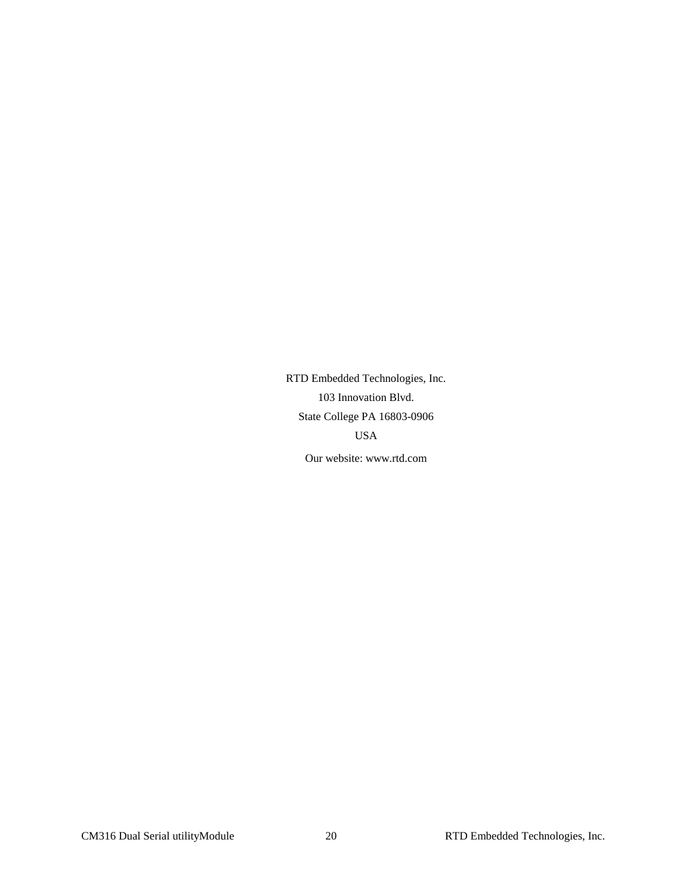RTD Embedded Technologies, Inc.

103 Innovation Blvd.

State College PA 16803-0906

USA

Our website: www.rtd.com